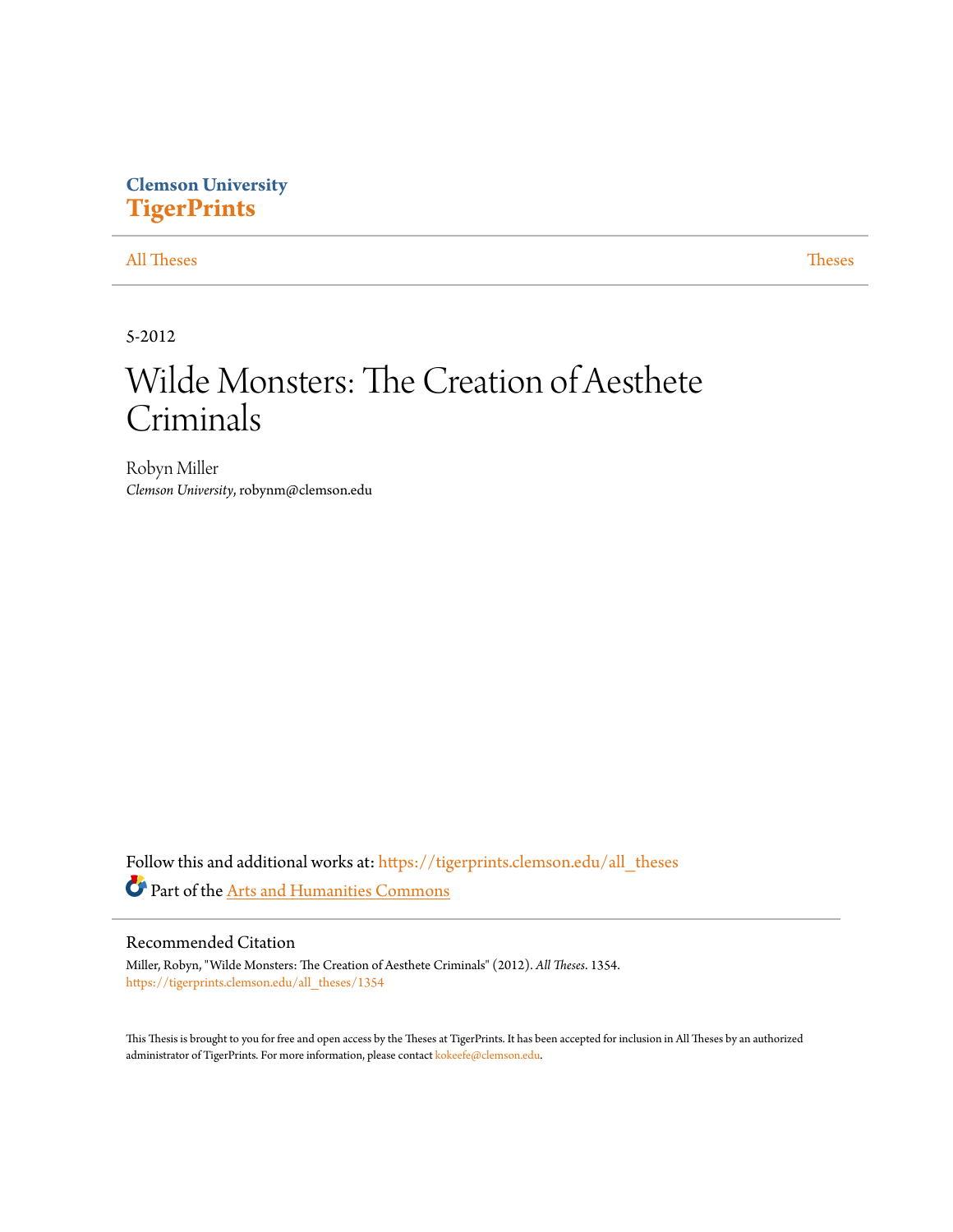Clemson University
**TigerPrints**

All Theses | Theses

5-2012

# Wilde Monsters: The Creation of Aesthete Criminals

Robyn Miller
*Clemson University*, robynm@clemson.edu

Follow this and additional works at: https://tigerprints.clemson.edu/all_theses

Part of the Arts and Humanities Commons

## Recommended Citation

Miller, Robyn, "Wilde Monsters: The Creation of Aesthete Criminals" (2012). *All Theses*. 1354.
https://tigerprints.clemson.edu/all_theses/1354

This Thesis is brought to you for free and open access by the Theses at TigerPrints. It has been accepted for inclusion in All Theses by an authorized administrator of TigerPrints. For more information, please contact kokeefe@clemson.edu.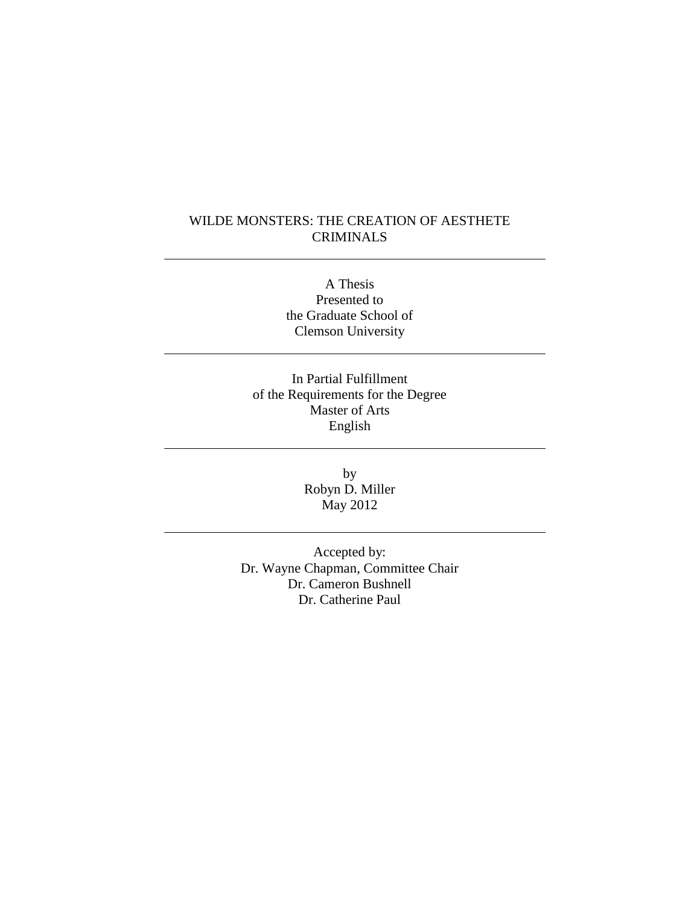# WILDE MONSTERS: THE CREATION OF AESTHETE CRIMINALS

---

A Thesis
Presented to
the Graduate School of
Clemson University

---

In Partial Fulfillment
of the Requirements for the Degree
Master of Arts
English

---

by
Robyn D. Miller
May 2012

---

Accepted by:
Dr. Wayne Chapman, Committee Chair
Dr. Cameron Bushnell
Dr. Catherine Paul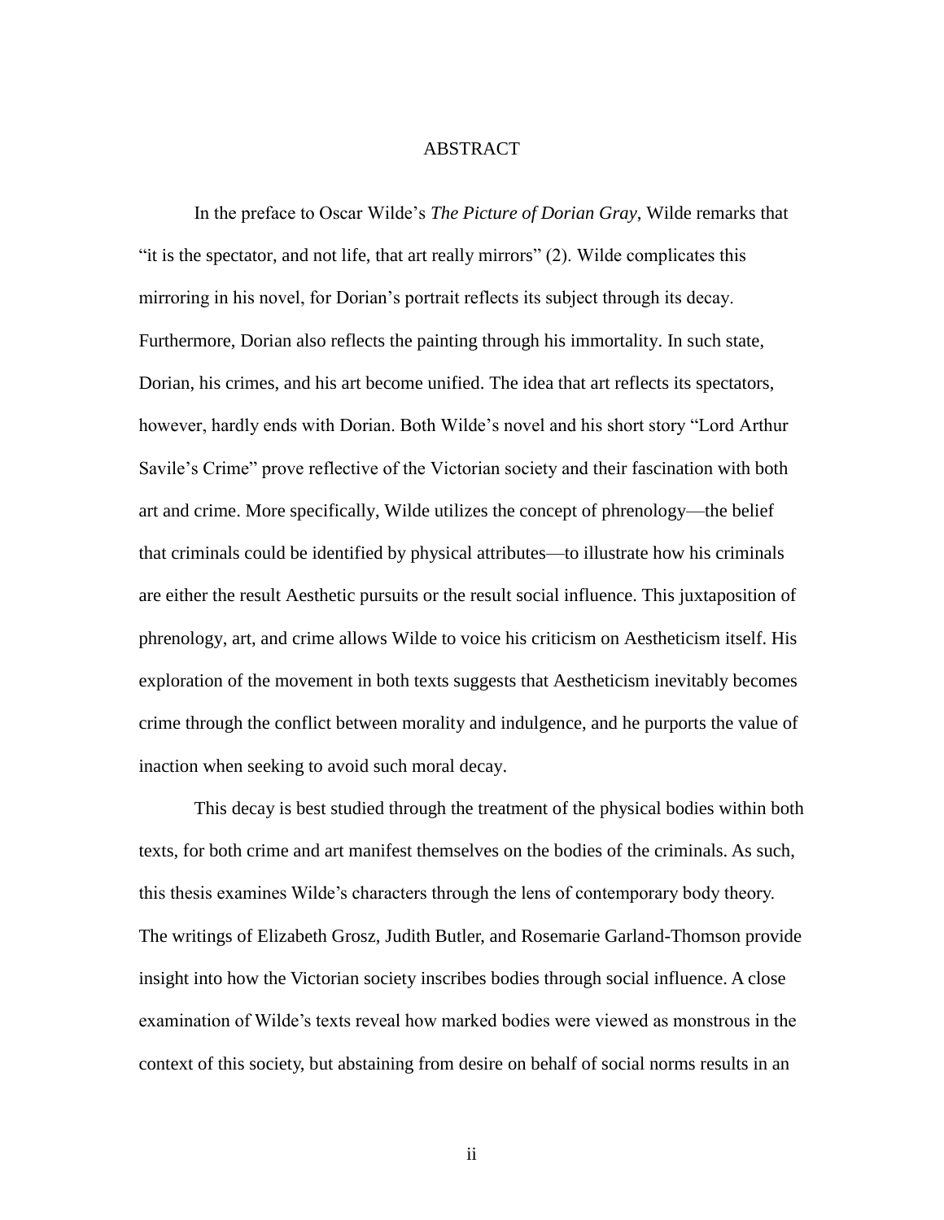# ABSTRACT

In the preface to Oscar Wilde's *The Picture of Dorian Gray*, Wilde remarks that "it is the spectator, and not life, that art really mirrors" (2). Wilde complicates this mirroring in his novel, for Dorian's portrait reflects its subject through its decay. Furthermore, Dorian also reflects the painting through his immortality. In such state, Dorian, his crimes, and his art become unified. The idea that art reflects its spectators, however, hardly ends with Dorian. Both Wilde's novel and his short story "Lord Arthur Savile's Crime" prove reflective of the Victorian society and their fascination with both art and crime. More specifically, Wilde utilizes the concept of phrenology—the belief that criminals could be identified by physical attributes—to illustrate how his criminals are either the result Aesthetic pursuits or the result social influence. This juxtaposition of phrenology, art, and crime allows Wilde to voice his criticism on Aestheticism itself. His exploration of the movement in both texts suggests that Aestheticism inevitably becomes crime through the conflict between morality and indulgence, and he purports the value of inaction when seeking to avoid such moral decay.

This decay is best studied through the treatment of the physical bodies within both texts, for both crime and art manifest themselves on the bodies of the criminals. As such, this thesis examines Wilde's characters through the lens of contemporary body theory. The writings of Elizabeth Grosz, Judith Butler, and Rosemarie Garland-Thomson provide insight into how the Victorian society inscribes bodies through social influence. A close examination of Wilde's texts reveal how marked bodies were viewed as monstrous in the context of this society, but abstaining from desire on behalf of social norms results in an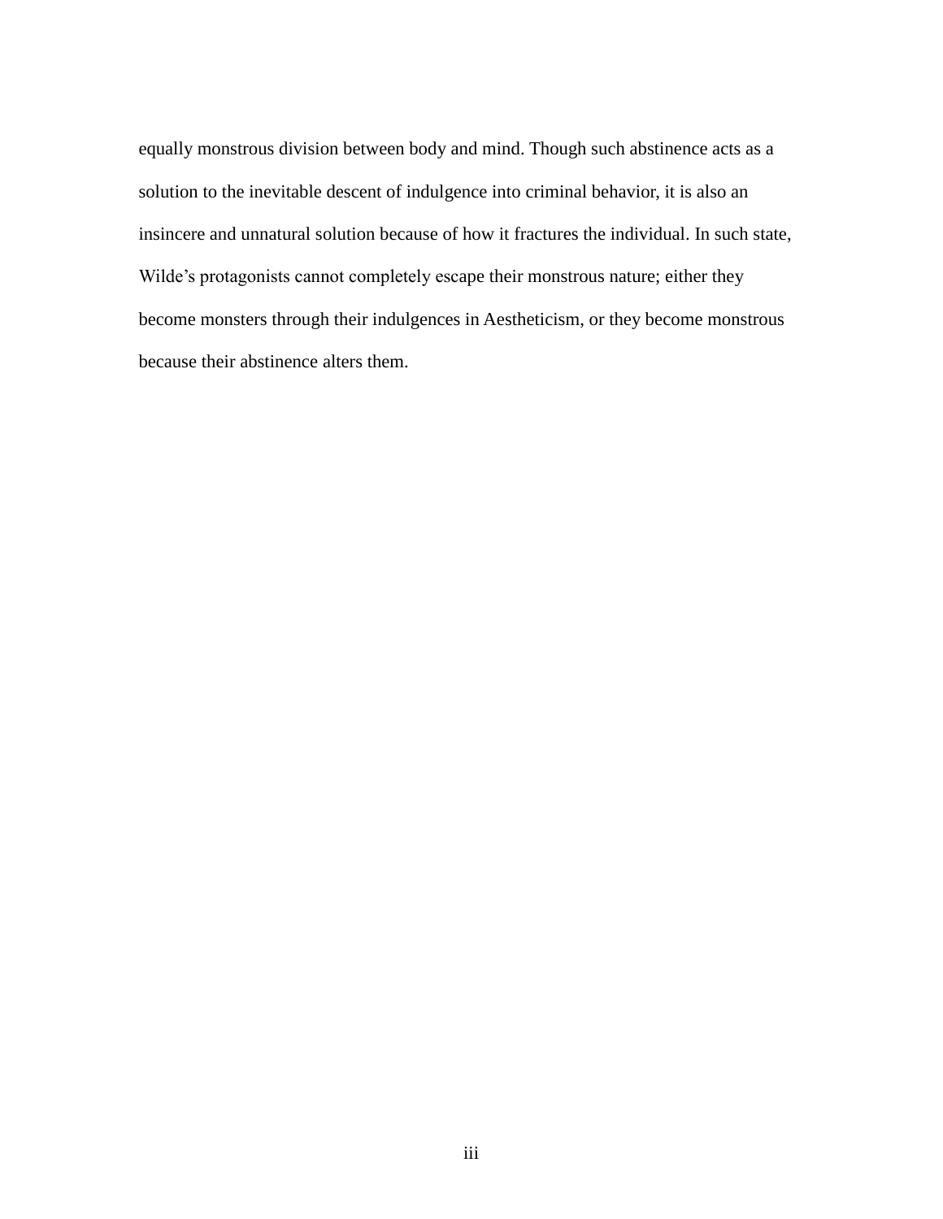equally monstrous division between body and mind. Though such abstinence acts as a solution to the inevitable descent of indulgence into criminal behavior, it is also an insincere and unnatural solution because of how it fractures the individual. In such state, Wilde's protagonists cannot completely escape their monstrous nature; either they become monsters through their indulgences in Aestheticism, or they become monstrous because their abstinence alters them.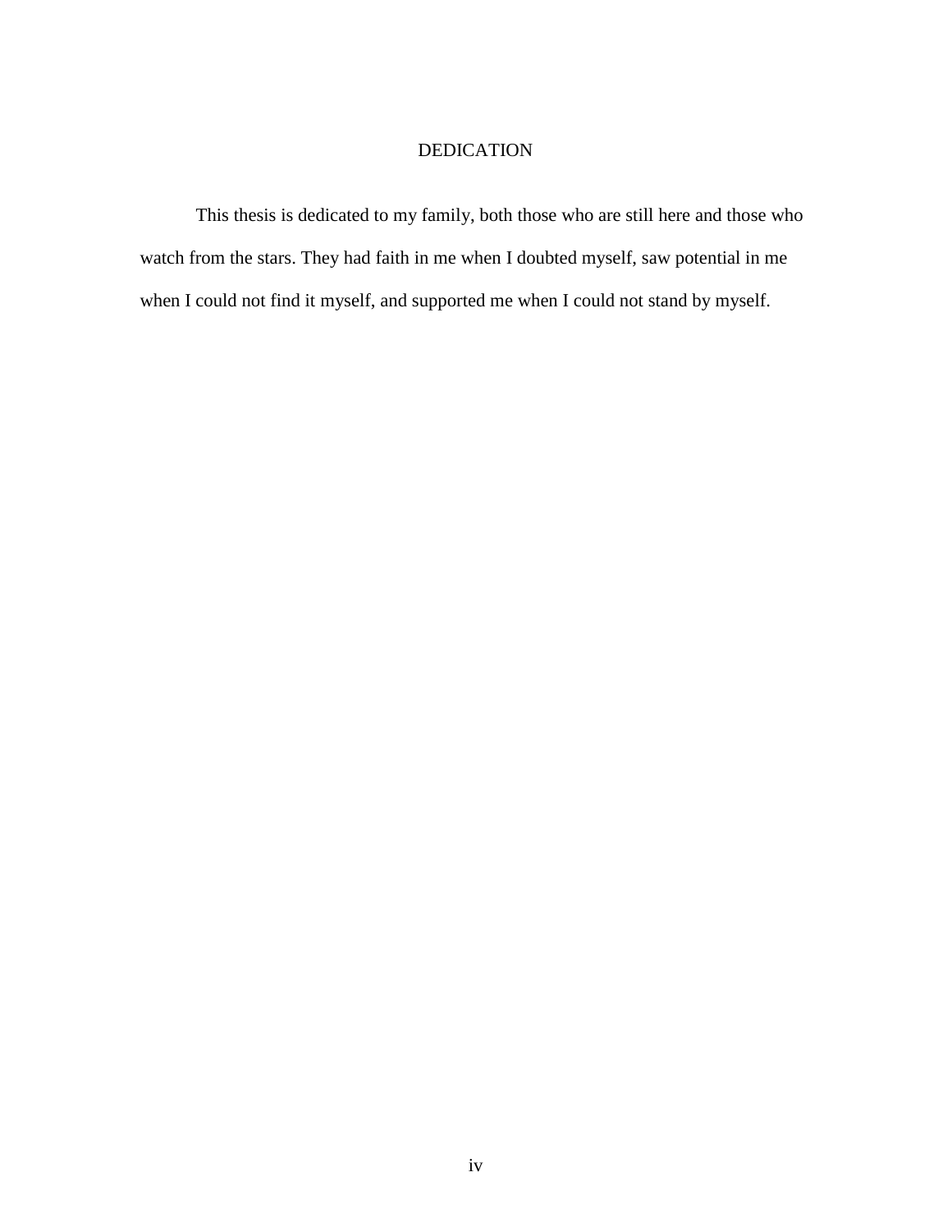# DEDICATION

This thesis is dedicated to my family, both those who are still here and those who watch from the stars. They had faith in me when I doubted myself, saw potential in me when I could not find it myself, and supported me when I could not stand by myself.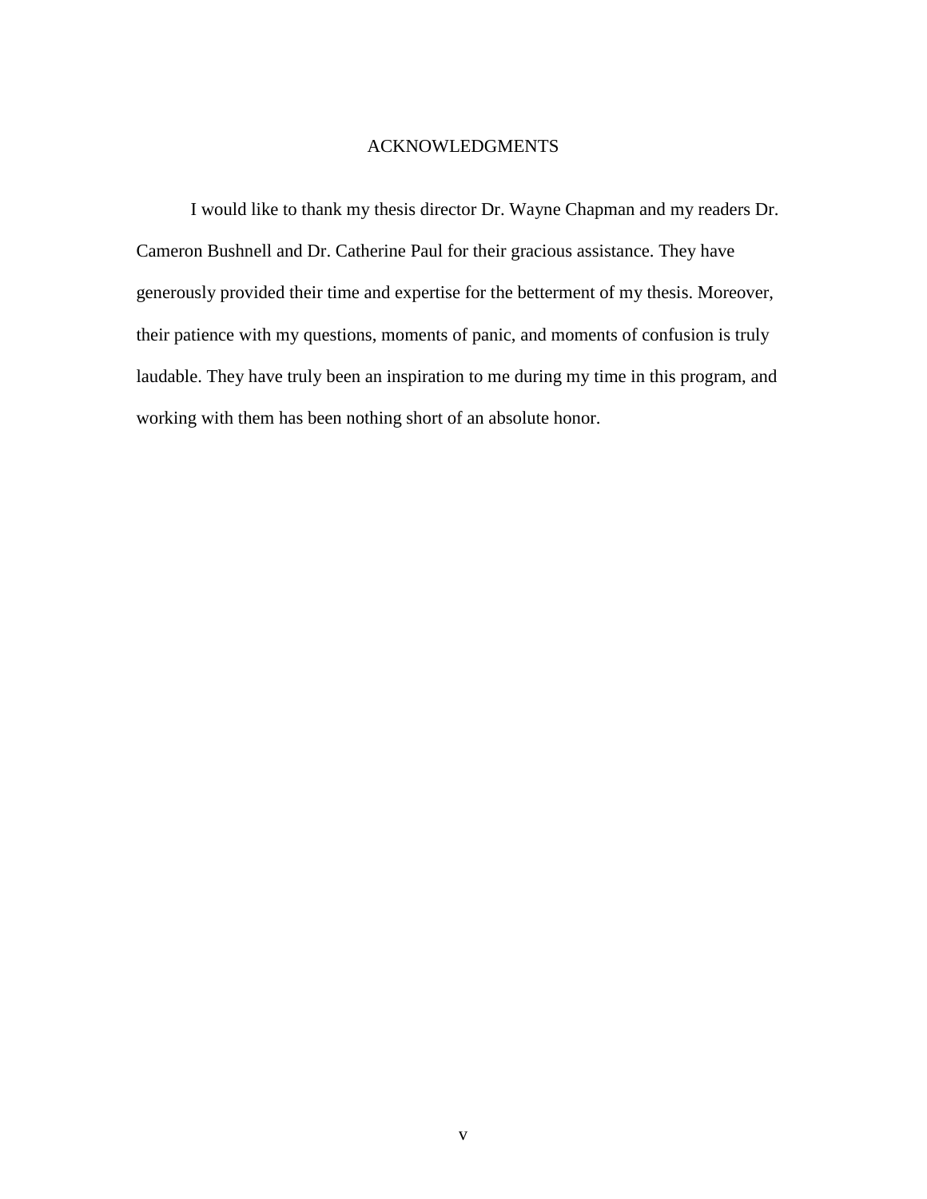# ACKNOWLEDGMENTS

I would like to thank my thesis director Dr. Wayne Chapman and my readers Dr. Cameron Bushnell and Dr. Catherine Paul for their gracious assistance. They have generously provided their time and expertise for the betterment of my thesis. Moreover, their patience with my questions, moments of panic, and moments of confusion is truly laudable. They have truly been an inspiration to me during my time in this program, and working with them has been nothing short of an absolute honor.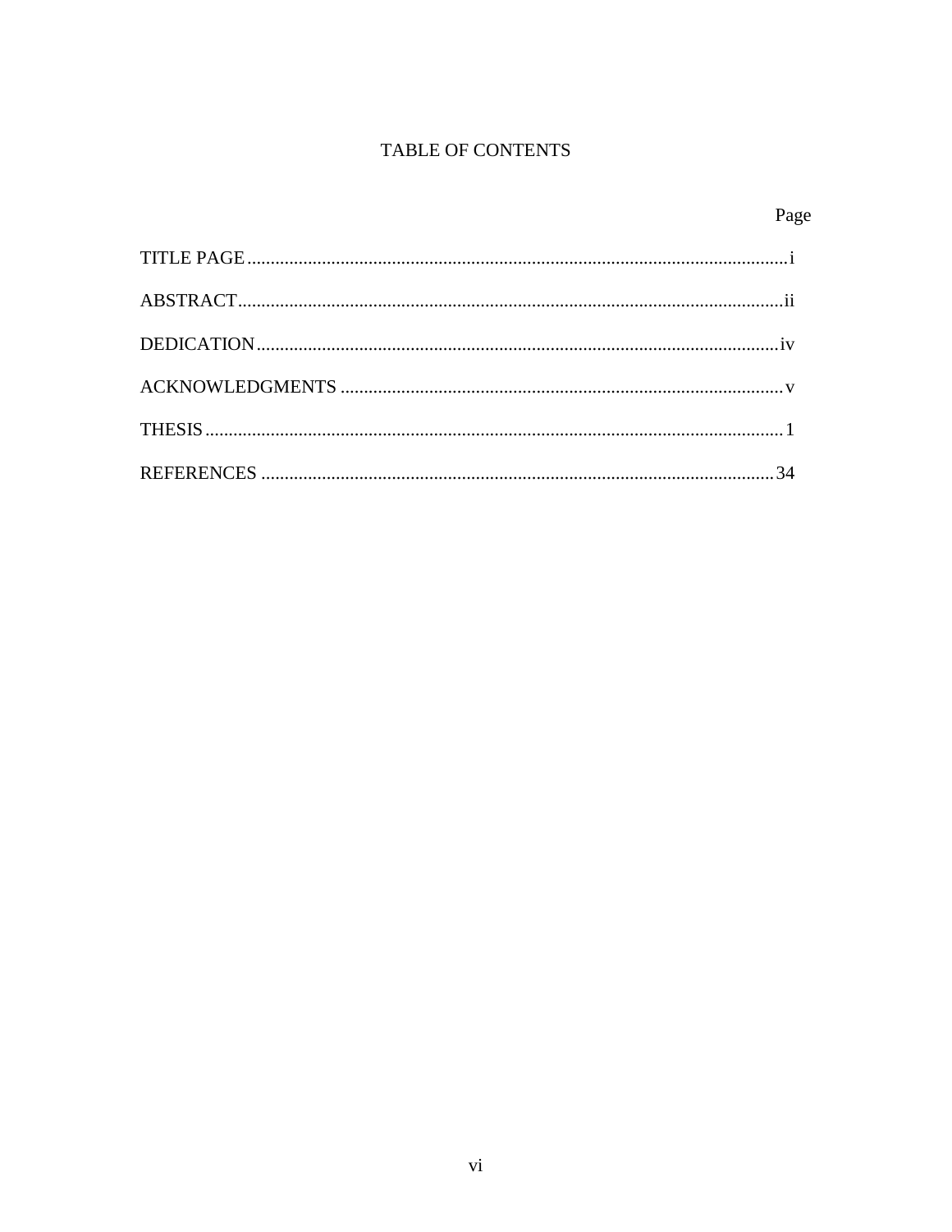# TABLE OF CONTENTS

| | Page |
|---|---|
| TITLE PAGE | i |
| ABSTRACT | ii |
| DEDICATION | iv |
| ACKNOWLEDGMENTS | v |
| THESIS | 1 |
| REFERENCES | 34 |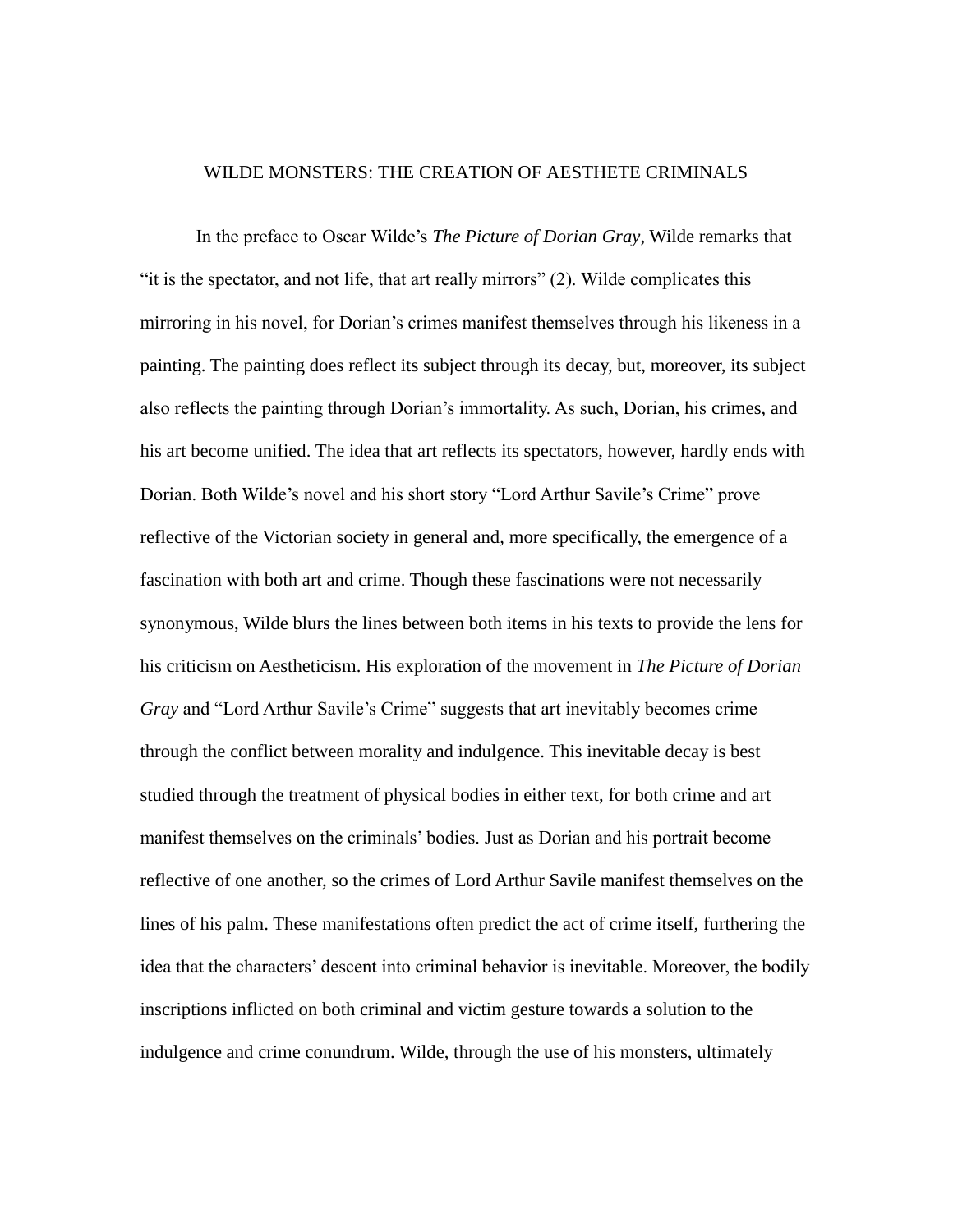## WILDE MONSTERS: THE CREATION OF AESTHETE CRIMINALS

In the preface to Oscar Wilde's *The Picture of Dorian Gray*, Wilde remarks that "it is the spectator, and not life, that art really mirrors" (2). Wilde complicates this mirroring in his novel, for Dorian's crimes manifest themselves through his likeness in a painting. The painting does reflect its subject through its decay, but, moreover, its subject also reflects the painting through Dorian's immortality. As such, Dorian, his crimes, and his art become unified. The idea that art reflects its spectators, however, hardly ends with Dorian. Both Wilde's novel and his short story "Lord Arthur Savile's Crime" prove reflective of the Victorian society in general and, more specifically, the emergence of a fascination with both art and crime. Though these fascinations were not necessarily synonymous, Wilde blurs the lines between both items in his texts to provide the lens for his criticism on Aestheticism. His exploration of the movement in *The Picture of Dorian Gray* and "Lord Arthur Savile's Crime" suggests that art inevitably becomes crime through the conflict between morality and indulgence. This inevitable decay is best studied through the treatment of physical bodies in either text, for both crime and art manifest themselves on the criminals' bodies. Just as Dorian and his portrait become reflective of one another, so the crimes of Lord Arthur Savile manifest themselves on the lines of his palm. These manifestations often predict the act of crime itself, furthering the idea that the characters' descent into criminal behavior is inevitable. Moreover, the bodily inscriptions inflicted on both criminal and victim gesture towards a solution to the indulgence and crime conundrum. Wilde, through the use of his monsters, ultimately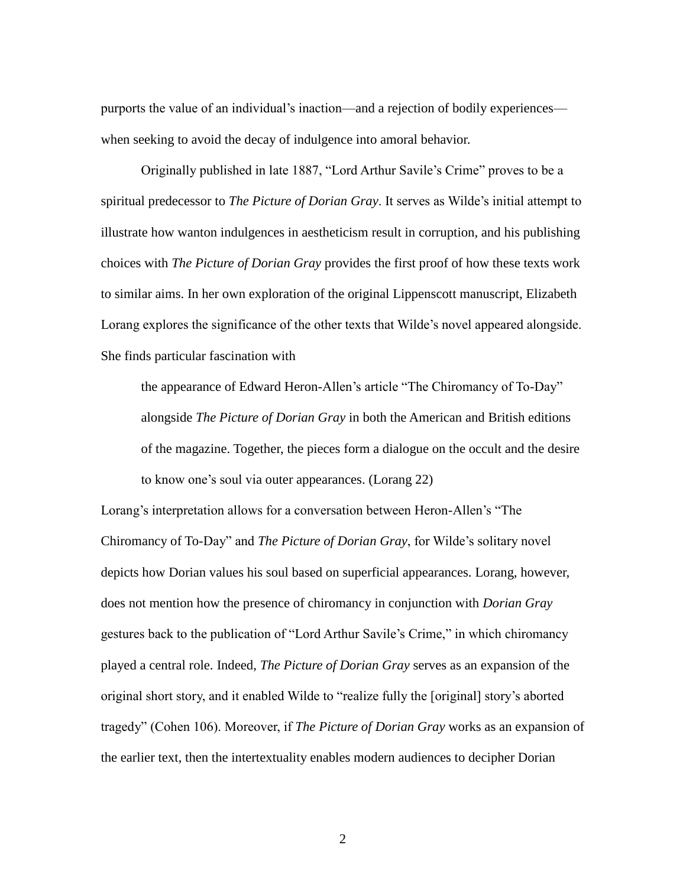purports the value of an individual's inaction—and a rejection of bodily experiences—when seeking to avoid the decay of indulgence into amoral behavior.

Originally published in late 1887, "Lord Arthur Savile's Crime" proves to be a spiritual predecessor to *The Picture of Dorian Gray*. It serves as Wilde's initial attempt to illustrate how wanton indulgences in aestheticism result in corruption, and his publishing choices with *The Picture of Dorian Gray* provides the first proof of how these texts work to similar aims. In her own exploration of the original Lippenscott manuscript, Elizabeth Lorang explores the significance of the other texts that Wilde's novel appeared alongside. She finds particular fascination with

> the appearance of Edward Heron-Allen's article "The Chiromancy of To-Day" alongside *The Picture of Dorian Gray* in both the American and British editions of the magazine. Together, the pieces form a dialogue on the occult and the desire to know one's soul via outer appearances. (Lorang 22)

Lorang's interpretation allows for a conversation between Heron-Allen's "The Chiromancy of To-Day" and *The Picture of Dorian Gray*, for Wilde's solitary novel depicts how Dorian values his soul based on superficial appearances. Lorang, however, does not mention how the presence of chiromancy in conjunction with *Dorian Gray* gestures back to the publication of "Lord Arthur Savile's Crime," in which chiromancy played a central role. Indeed, *The Picture of Dorian Gray* serves as an expansion of the original short story, and it enabled Wilde to "realize fully the [original] story's aborted tragedy" (Cohen 106). Moreover, if *The Picture of Dorian Gray* works as an expansion of the earlier text, then the intertextuality enables modern audiences to decipher Dorian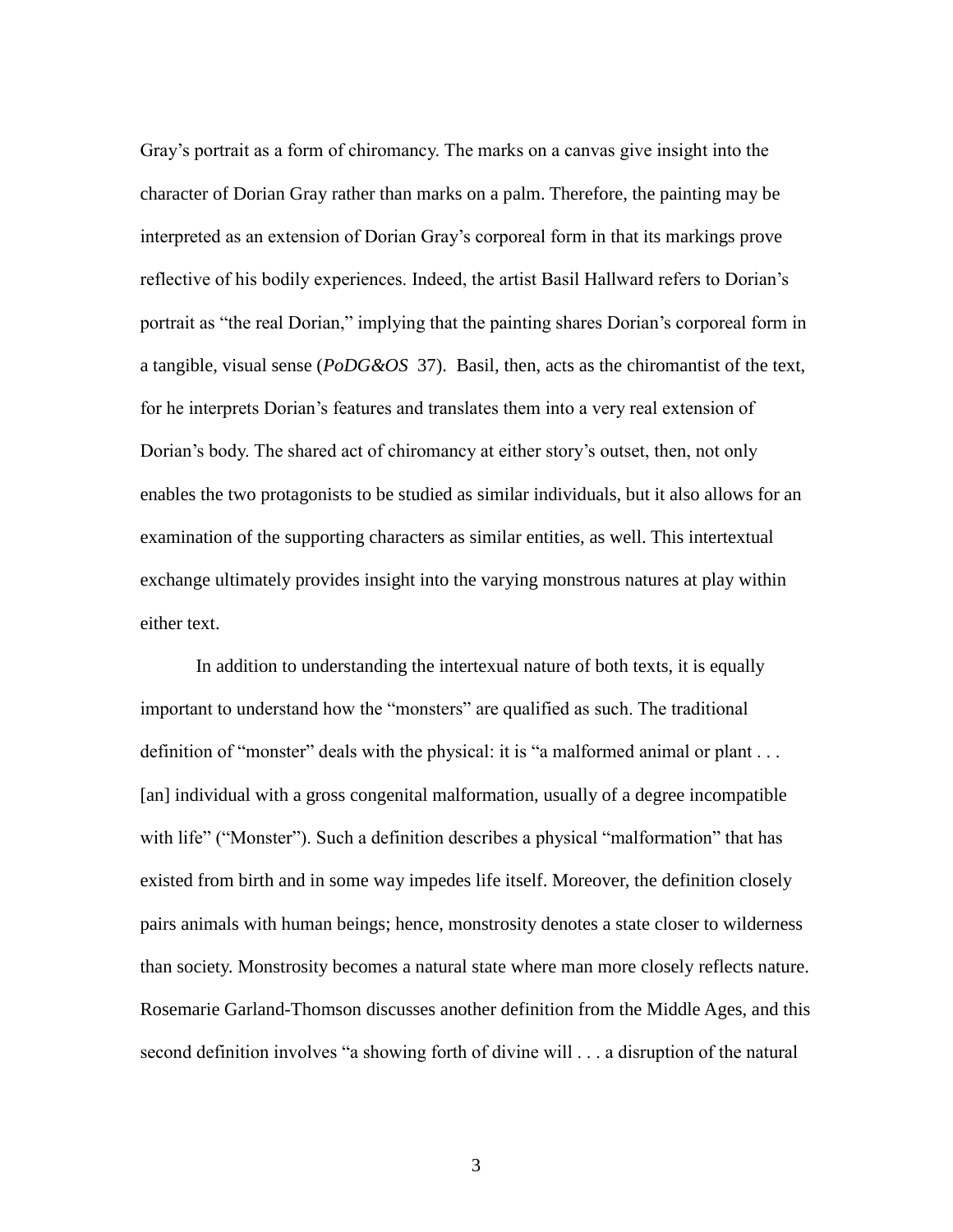Gray's portrait as a form of chiromancy. The marks on a canvas give insight into the character of Dorian Gray rather than marks on a palm. Therefore, the painting may be interpreted as an extension of Dorian Gray's corporeal form in that its markings prove reflective of his bodily experiences. Indeed, the artist Basil Hallward refers to Dorian's portrait as "the real Dorian," implying that the painting shares Dorian's corporeal form in a tangible, visual sense (*PoDG&OS* 37). Basil, then, acts as the chiromantist of the text, for he interprets Dorian's features and translates them into a very real extension of Dorian's body. The shared act of chiromancy at either story's outset, then, not only enables the two protagonists to be studied as similar individuals, but it also allows for an examination of the supporting characters as similar entities, as well. This intertextual exchange ultimately provides insight into the varying monstrous natures at play within either text.

In addition to understanding the intertexual nature of both texts, it is equally important to understand how the "monsters" are qualified as such. The traditional definition of "monster" deals with the physical: it is "a malformed animal or plant . . . [an] individual with a gross congenital malformation, usually of a degree incompatible with life" ("Monster"). Such a definition describes a physical "malformation" that has existed from birth and in some way impedes life itself. Moreover, the definition closely pairs animals with human beings; hence, monstrosity denotes a state closer to wilderness than society. Monstrosity becomes a natural state where man more closely reflects nature. Rosemarie Garland-Thomson discusses another definition from the Middle Ages, and this second definition involves "a showing forth of divine will . . . a disruption of the natural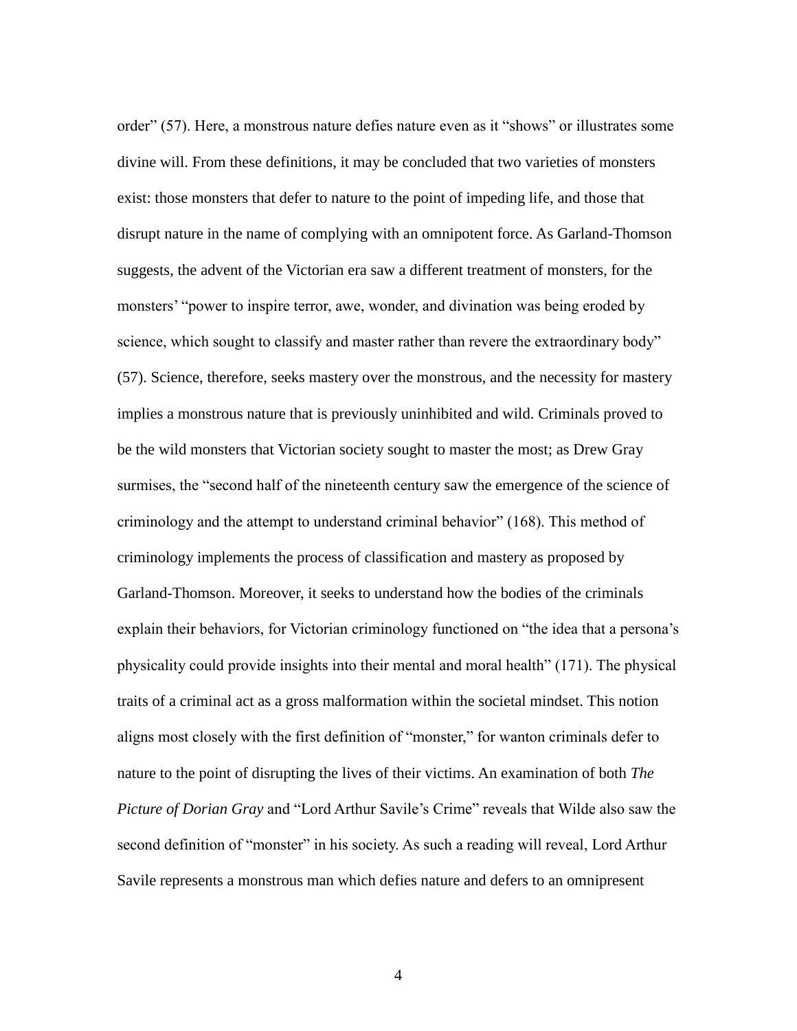order" (57). Here, a monstrous nature defies nature even as it "shows" or illustrates some divine will. From these definitions, it may be concluded that two varieties of monsters exist: those monsters that defer to nature to the point of impeding life, and those that disrupt nature in the name of complying with an omnipotent force. As Garland-Thomson suggests, the advent of the Victorian era saw a different treatment of monsters, for the monsters' "power to inspire terror, awe, wonder, and divination was being eroded by science, which sought to classify and master rather than revere the extraordinary body" (57). Science, therefore, seeks mastery over the monstrous, and the necessity for mastery implies a monstrous nature that is previously uninhibited and wild. Criminals proved to be the wild monsters that Victorian society sought to master the most; as Drew Gray surmises, the "second half of the nineteenth century saw the emergence of the science of criminology and the attempt to understand criminal behavior" (168). This method of criminology implements the process of classification and mastery as proposed by Garland-Thomson. Moreover, it seeks to understand how the bodies of the criminals explain their behaviors, for Victorian criminology functioned on "the idea that a persona's physicality could provide insights into their mental and moral health" (171). The physical traits of a criminal act as a gross malformation within the societal mindset. This notion aligns most closely with the first definition of "monster," for wanton criminals defer to nature to the point of disrupting the lives of their victims. An examination of both *The Picture of Dorian Gray* and "Lord Arthur Savile's Crime" reveals that Wilde also saw the second definition of "monster" in his society. As such a reading will reveal, Lord Arthur Savile represents a monstrous man which defies nature and defers to an omnipresent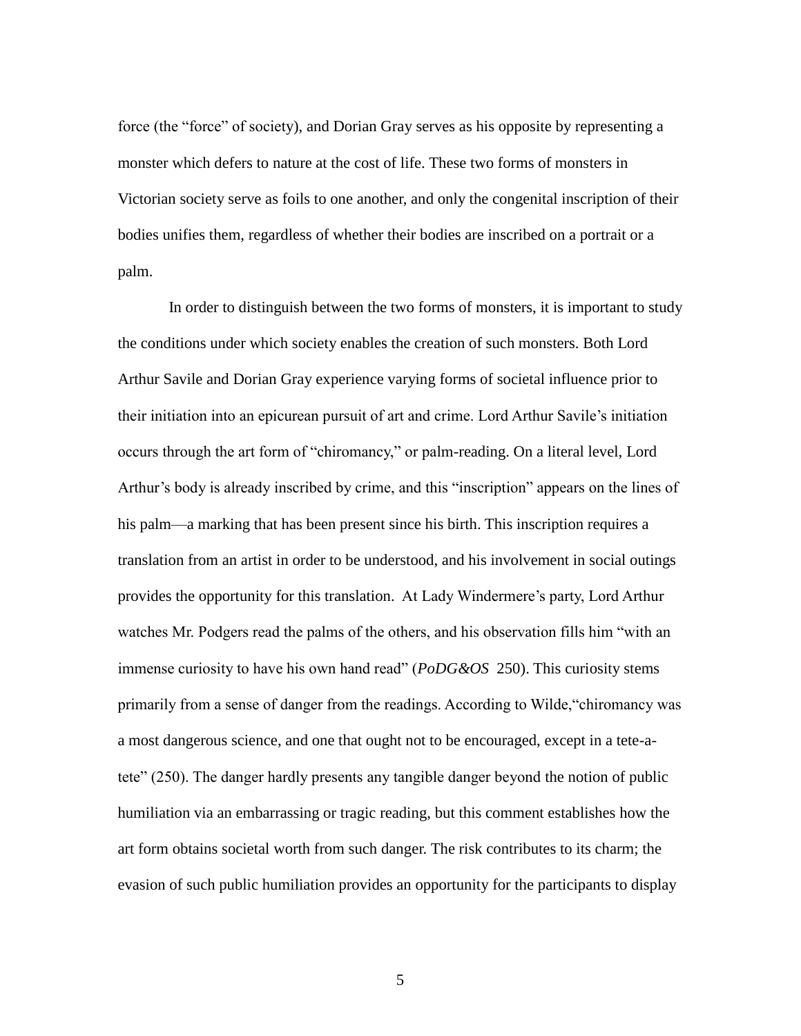force (the "force" of society), and Dorian Gray serves as his opposite by representing a monster which defers to nature at the cost of life. These two forms of monsters in Victorian society serve as foils to one another, and only the congenital inscription of their bodies unifies them, regardless of whether their bodies are inscribed on a portrait or a palm.

In order to distinguish between the two forms of monsters, it is important to study the conditions under which society enables the creation of such monsters. Both Lord Arthur Savile and Dorian Gray experience varying forms of societal influence prior to their initiation into an epicurean pursuit of art and crime. Lord Arthur Savile's initiation occurs through the art form of "chiromancy," or palm-reading. On a literal level, Lord Arthur's body is already inscribed by crime, and this "inscription" appears on the lines of his palm—a marking that has been present since his birth. This inscription requires a translation from an artist in order to be understood, and his involvement in social outings provides the opportunity for this translation. At Lady Windermere's party, Lord Arthur watches Mr. Podgers read the palms of the others, and his observation fills him "with an immense curiosity to have his own hand read" (*PoDG&OS* 250). This curiosity stems primarily from a sense of danger from the readings. According to Wilde,"chiromancy was a most dangerous science, and one that ought not to be encouraged, except in a tete-a-tete" (250). The danger hardly presents any tangible danger beyond the notion of public humiliation via an embarrassing or tragic reading, but this comment establishes how the art form obtains societal worth from such danger. The risk contributes to its charm; the evasion of such public humiliation provides an opportunity for the participants to display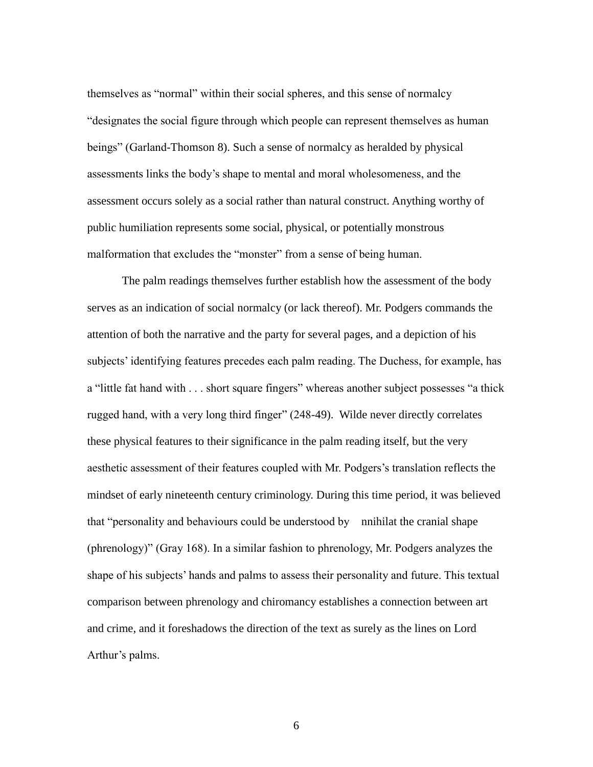themselves as "normal" within their social spheres, and this sense of normalcy "designates the social figure through which people can represent themselves as human beings" (Garland-Thomson 8). Such a sense of normalcy as heralded by physical assessments links the body's shape to mental and moral wholesomeness, and the assessment occurs solely as a social rather than natural construct. Anything worthy of public humiliation represents some social, physical, or potentially monstrous malformation that excludes the "monster" from a sense of being human.

The palm readings themselves further establish how the assessment of the body serves as an indication of social normalcy (or lack thereof). Mr. Podgers commands the attention of both the narrative and the party for several pages, and a depiction of his subjects' identifying features precedes each palm reading. The Duchess, for example, has a "little fat hand with . . . short square fingers" whereas another subject possesses "a thick rugged hand, with a very long third finger" (248-49). Wilde never directly correlates these physical features to their significance in the palm reading itself, but the very aesthetic assessment of their features coupled with Mr. Podgers's translation reflects the mindset of early nineteenth century criminology. During this time period, it was believed that "personality and behaviours could be understood by nnihilat the cranial shape (phrenology)" (Gray 168). In a similar fashion to phrenology, Mr. Podgers analyzes the shape of his subjects' hands and palms to assess their personality and future. This textual comparison between phrenology and chiromancy establishes a connection between art and crime, and it foreshadows the direction of the text as surely as the lines on Lord Arthur's palms.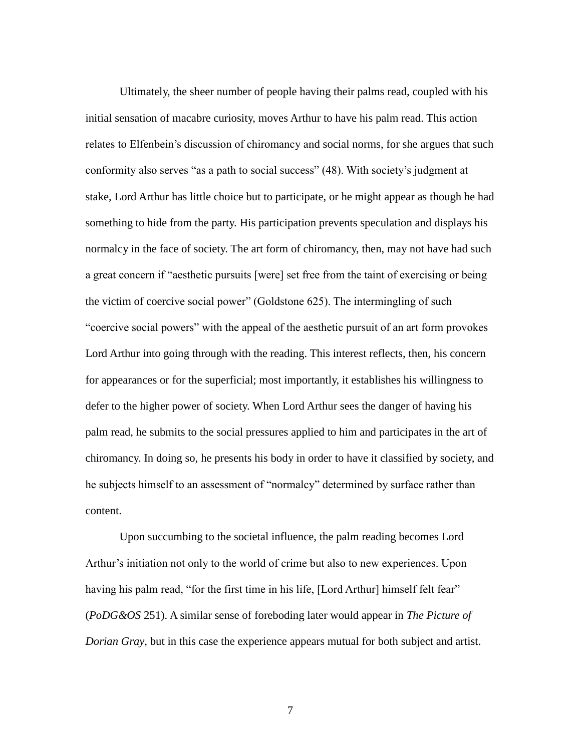Ultimately, the sheer number of people having their palms read, coupled with his initial sensation of macabre curiosity, moves Arthur to have his palm read. This action relates to Elfenbein's discussion of chiromancy and social norms, for she argues that such conformity also serves "as a path to social success" (48). With society's judgment at stake, Lord Arthur has little choice but to participate, or he might appear as though he had something to hide from the party. His participation prevents speculation and displays his normalcy in the face of society. The art form of chiromancy, then, may not have had such a great concern if "aesthetic pursuits [were] set free from the taint of exercising or being the victim of coercive social power" (Goldstone 625). The intermingling of such "coercive social powers" with the appeal of the aesthetic pursuit of an art form provokes Lord Arthur into going through with the reading. This interest reflects, then, his concern for appearances or for the superficial; most importantly, it establishes his willingness to defer to the higher power of society. When Lord Arthur sees the danger of having his palm read, he submits to the social pressures applied to him and participates in the art of chiromancy. In doing so, he presents his body in order to have it classified by society, and he subjects himself to an assessment of "normalcy" determined by surface rather than content.

Upon succumbing to the societal influence, the palm reading becomes Lord Arthur's initiation not only to the world of crime but also to new experiences. Upon having his palm read, "for the first time in his life, [Lord Arthur] himself felt fear" (*PoDG&OS* 251). A similar sense of foreboding later would appear in *The Picture of Dorian Gray*, but in this case the experience appears mutual for both subject and artist.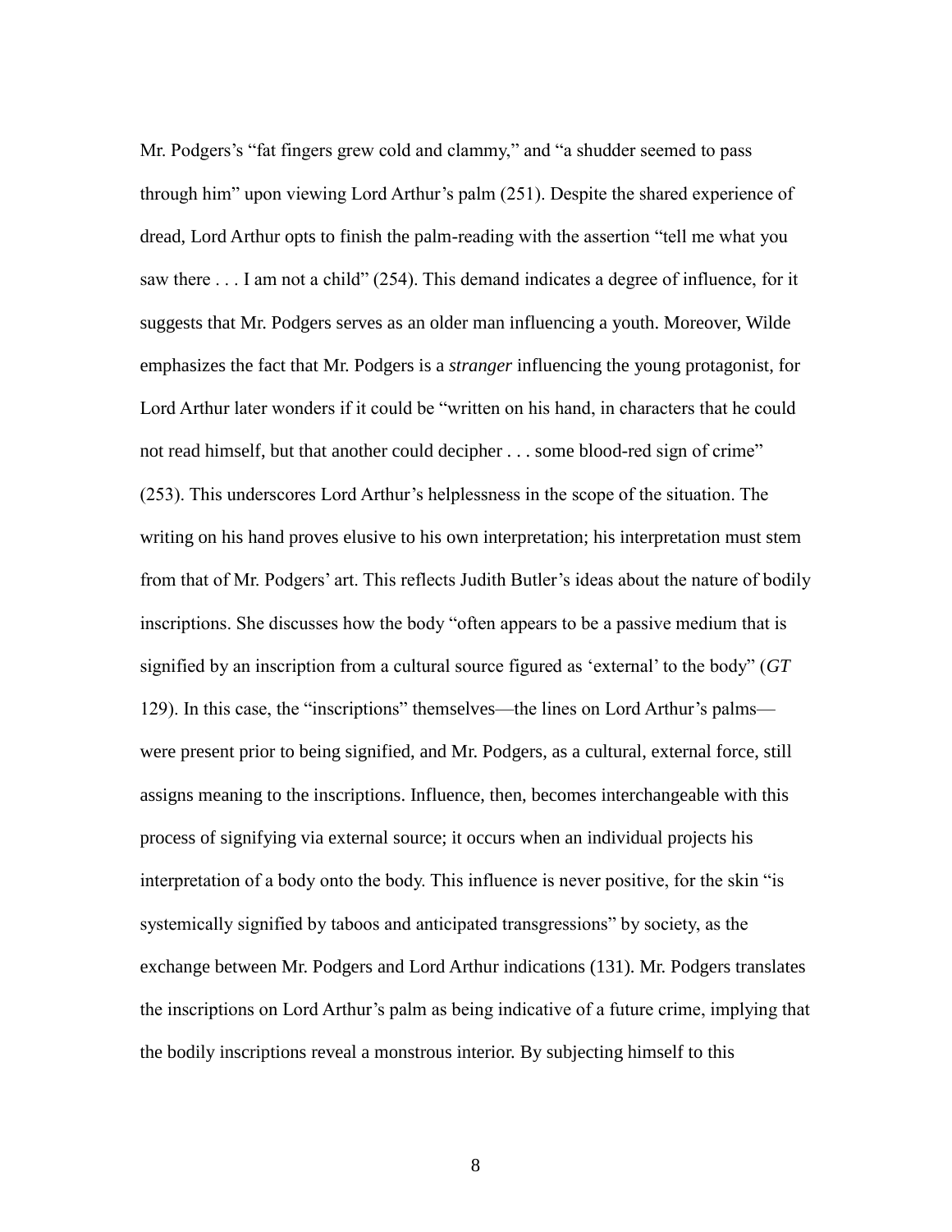Mr. Podgers's "fat fingers grew cold and clammy," and "a shudder seemed to pass through him" upon viewing Lord Arthur's palm (251). Despite the shared experience of dread, Lord Arthur opts to finish the palm-reading with the assertion "tell me what you saw there . . . I am not a child" (254). This demand indicates a degree of influence, for it suggests that Mr. Podgers serves as an older man influencing a youth. Moreover, Wilde emphasizes the fact that Mr. Podgers is a *stranger* influencing the young protagonist, for Lord Arthur later wonders if it could be "written on his hand, in characters that he could not read himself, but that another could decipher . . . some blood-red sign of crime" (253). This underscores Lord Arthur's helplessness in the scope of the situation. The writing on his hand proves elusive to his own interpretation; his interpretation must stem from that of Mr. Podgers' art. This reflects Judith Butler's ideas about the nature of bodily inscriptions. She discusses how the body "often appears to be a passive medium that is signified by an inscription from a cultural source figured as 'external' to the body" (*GT* 129). In this case, the "inscriptions" themselves—the lines on Lord Arthur's palms—were present prior to being signified, and Mr. Podgers, as a cultural, external force, still assigns meaning to the inscriptions. Influence, then, becomes interchangeable with this process of signifying via external source; it occurs when an individual projects his interpretation of a body onto the body. This influence is never positive, for the skin "is systemically signified by taboos and anticipated transgressions" by society, as the exchange between Mr. Podgers and Lord Arthur indications (131). Mr. Podgers translates the inscriptions on Lord Arthur's palm as being indicative of a future crime, implying that the bodily inscriptions reveal a monstrous interior. By subjecting himself to this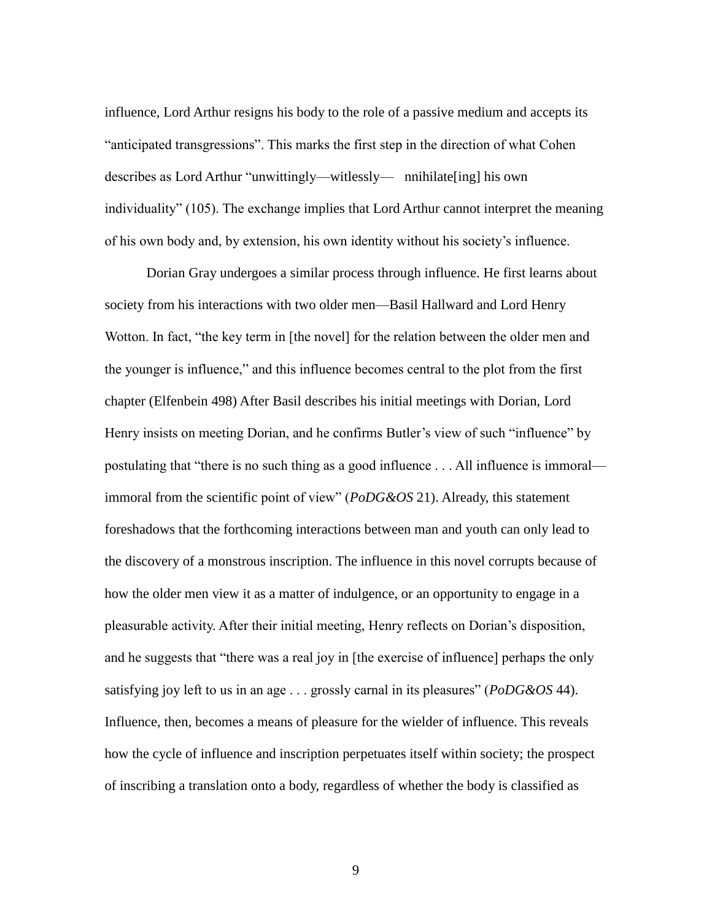influence, Lord Arthur resigns his body to the role of a passive medium and accepts its "anticipated transgressions". This marks the first step in the direction of what Cohen describes as Lord Arthur "unwittingly—witlessly— nnihilate[ing] his own individuality" (105). The exchange implies that Lord Arthur cannot interpret the meaning of his own body and, by extension, his own identity without his society's influence.

Dorian Gray undergoes a similar process through influence. He first learns about society from his interactions with two older men—Basil Hallward and Lord Henry Wotton. In fact, "the key term in [the novel] for the relation between the older men and the younger is influence," and this influence becomes central to the plot from the first chapter (Elfenbein 498) After Basil describes his initial meetings with Dorian, Lord Henry insists on meeting Dorian, and he confirms Butler's view of such "influence" by postulating that "there is no such thing as a good influence . . . All influence is immoral—immoral from the scientific point of view" (*PoDG&OS* 21). Already, this statement foreshadows that the forthcoming interactions between man and youth can only lead to the discovery of a monstrous inscription. The influence in this novel corrupts because of how the older men view it as a matter of indulgence, or an opportunity to engage in a pleasurable activity. After their initial meeting, Henry reflects on Dorian's disposition, and he suggests that "there was a real joy in [the exercise of influence] perhaps the only satisfying joy left to us in an age . . . grossly carnal in its pleasures" (*PoDG&OS* 44). Influence, then, becomes a means of pleasure for the wielder of influence. This reveals how the cycle of influence and inscription perpetuates itself within society; the prospect of inscribing a translation onto a body, regardless of whether the body is classified as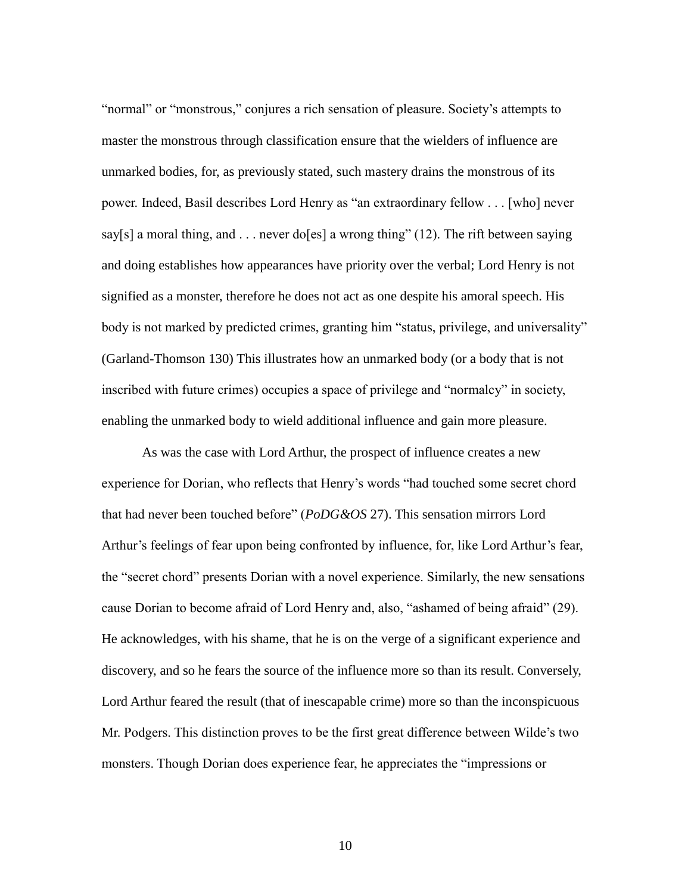"normal" or "monstrous," conjures a rich sensation of pleasure. Society's attempts to master the monstrous through classification ensure that the wielders of influence are unmarked bodies, for, as previously stated, such mastery drains the monstrous of its power. Indeed, Basil describes Lord Henry as "an extraordinary fellow . . . [who] never say[s] a moral thing, and . . . never do[es] a wrong thing" (12). The rift between saying and doing establishes how appearances have priority over the verbal; Lord Henry is not signified as a monster, therefore he does not act as one despite his amoral speech. His body is not marked by predicted crimes, granting him "status, privilege, and universality" (Garland-Thomson 130) This illustrates how an unmarked body (or a body that is not inscribed with future crimes) occupies a space of privilege and "normalcy" in society, enabling the unmarked body to wield additional influence and gain more pleasure.

As was the case with Lord Arthur, the prospect of influence creates a new experience for Dorian, who reflects that Henry's words "had touched some secret chord that had never been touched before" (*PoDG&OS* 27). This sensation mirrors Lord Arthur's feelings of fear upon being confronted by influence, for, like Lord Arthur's fear, the "secret chord" presents Dorian with a novel experience. Similarly, the new sensations cause Dorian to become afraid of Lord Henry and, also, "ashamed of being afraid" (29). He acknowledges, with his shame, that he is on the verge of a significant experience and discovery, and so he fears the source of the influence more so than its result. Conversely, Lord Arthur feared the result (that of inescapable crime) more so than the inconspicuous Mr. Podgers. This distinction proves to be the first great difference between Wilde's two monsters. Though Dorian does experience fear, he appreciates the "impressions or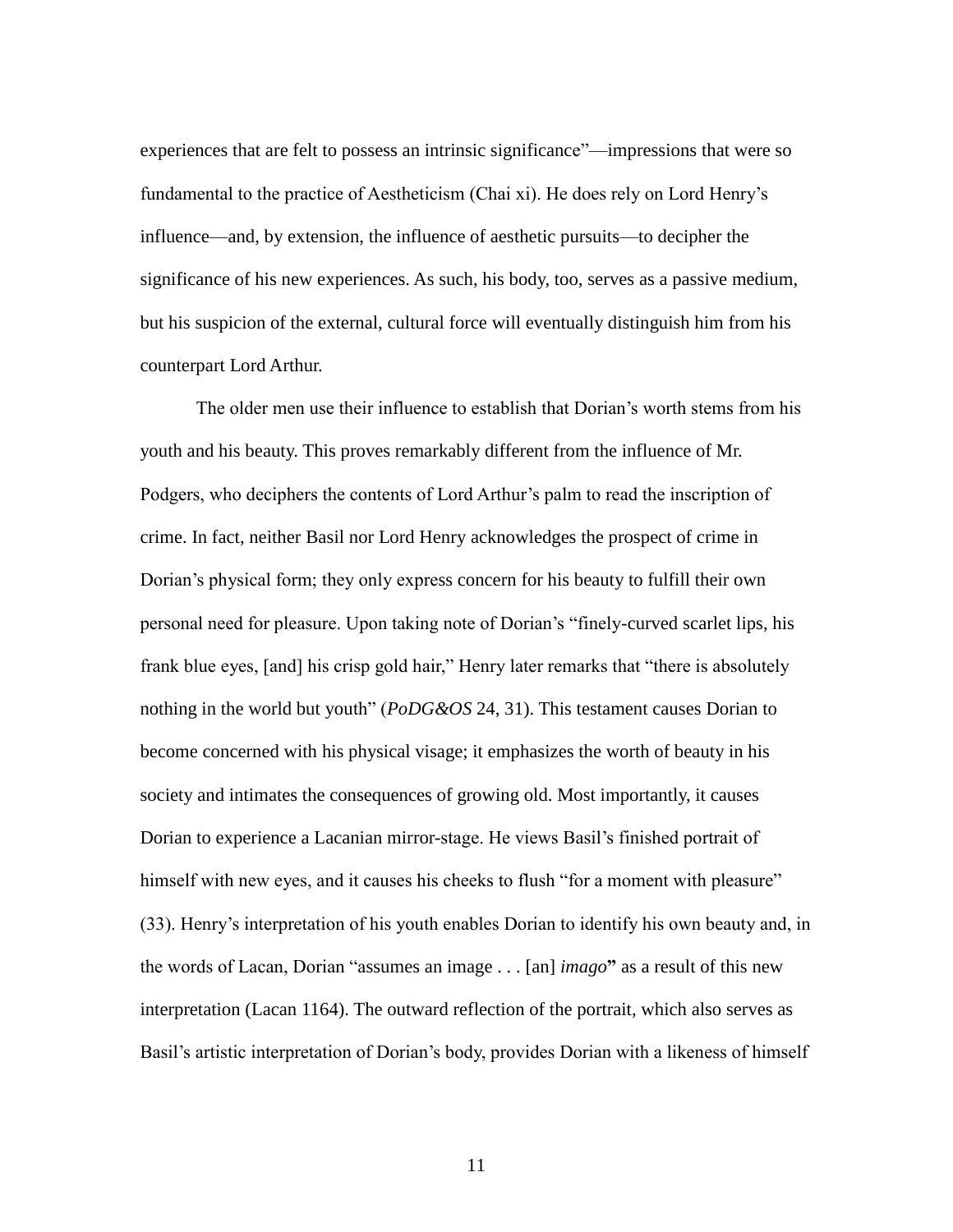experiences that are felt to possess an intrinsic significance"—impressions that were so fundamental to the practice of Aestheticism (Chai xi). He does rely on Lord Henry's influence—and, by extension, the influence of aesthetic pursuits—to decipher the significance of his new experiences. As such, his body, too, serves as a passive medium, but his suspicion of the external, cultural force will eventually distinguish him from his counterpart Lord Arthur.

The older men use their influence to establish that Dorian's worth stems from his youth and his beauty. This proves remarkably different from the influence of Mr. Podgers, who deciphers the contents of Lord Arthur's palm to read the inscription of crime. In fact, neither Basil nor Lord Henry acknowledges the prospect of crime in Dorian's physical form; they only express concern for his beauty to fulfill their own personal need for pleasure. Upon taking note of Dorian's "finely-curved scarlet lips, his frank blue eyes, [and] his crisp gold hair," Henry later remarks that "there is absolutely nothing in the world but youth" (*PoDG&OS* 24, 31). This testament causes Dorian to become concerned with his physical visage; it emphasizes the worth of beauty in his society and intimates the consequences of growing old. Most importantly, it causes Dorian to experience a Lacanian mirror-stage. He views Basil's finished portrait of himself with new eyes, and it causes his cheeks to flush "for a moment with pleasure" (33). Henry's interpretation of his youth enables Dorian to identify his own beauty and, in the words of Lacan, Dorian "assumes an image . . . [an] *imago*" as a result of this new interpretation (Lacan 1164). The outward reflection of the portrait, which also serves as Basil's artistic interpretation of Dorian's body, provides Dorian with a likeness of himself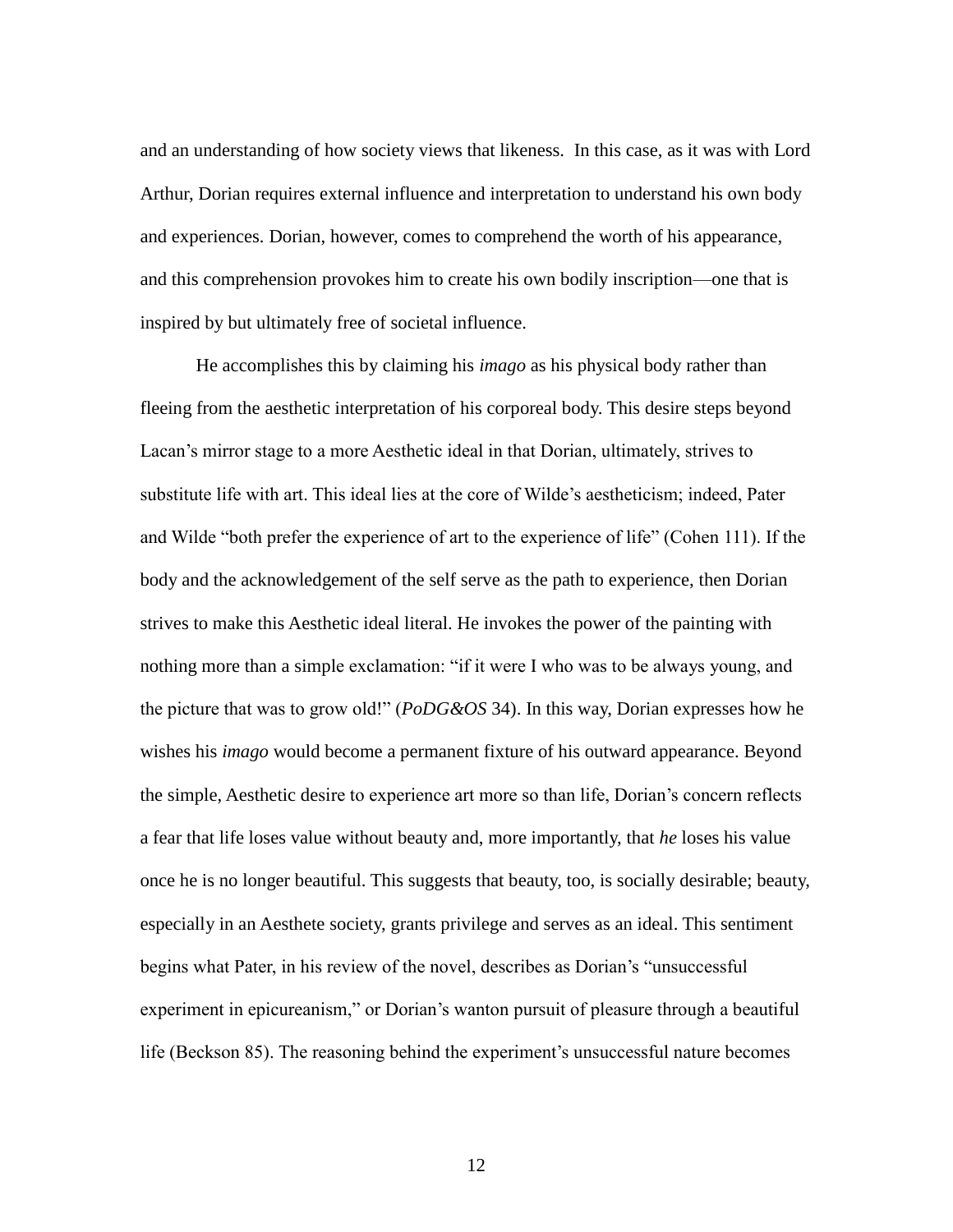and an understanding of how society views that likeness. In this case, as it was with Lord Arthur, Dorian requires external influence and interpretation to understand his own body and experiences. Dorian, however, comes to comprehend the worth of his appearance, and this comprehension provokes him to create his own bodily inscription—one that is inspired by but ultimately free of societal influence.

He accomplishes this by claiming his *imago* as his physical body rather than fleeing from the aesthetic interpretation of his corporeal body. This desire steps beyond Lacan's mirror stage to a more Aesthetic ideal in that Dorian, ultimately, strives to substitute life with art. This ideal lies at the core of Wilde's aestheticism; indeed, Pater and Wilde "both prefer the experience of art to the experience of life" (Cohen 111). If the body and the acknowledgement of the self serve as the path to experience, then Dorian strives to make this Aesthetic ideal literal. He invokes the power of the painting with nothing more than a simple exclamation: "if it were I who was to be always young, and the picture that was to grow old!" (*PoDG&OS* 34). In this way, Dorian expresses how he wishes his *imago* would become a permanent fixture of his outward appearance. Beyond the simple, Aesthetic desire to experience art more so than life, Dorian's concern reflects a fear that life loses value without beauty and, more importantly, that *he* loses his value once he is no longer beautiful. This suggests that beauty, too, is socially desirable; beauty, especially in an Aesthete society, grants privilege and serves as an ideal. This sentiment begins what Pater, in his review of the novel, describes as Dorian's "unsuccessful experiment in epicureanism," or Dorian's wanton pursuit of pleasure through a beautiful life (Beckson 85). The reasoning behind the experiment's unsuccessful nature becomes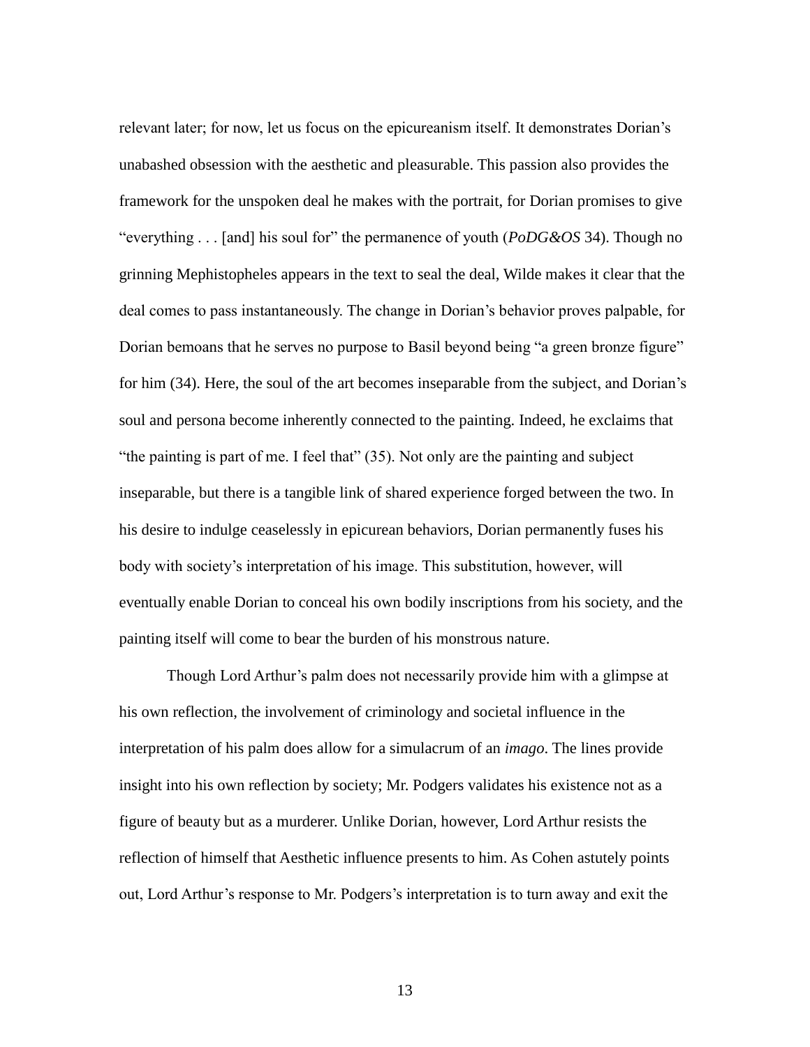relevant later; for now, let us focus on the epicureanism itself. It demonstrates Dorian's unabashed obsession with the aesthetic and pleasurable. This passion also provides the framework for the unspoken deal he makes with the portrait, for Dorian promises to give "everything . . . [and] his soul for" the permanence of youth (*PoDG&OS* 34). Though no grinning Mephistopheles appears in the text to seal the deal, Wilde makes it clear that the deal comes to pass instantaneously. The change in Dorian's behavior proves palpable, for Dorian bemoans that he serves no purpose to Basil beyond being "a green bronze figure" for him (34). Here, the soul of the art becomes inseparable from the subject, and Dorian's soul and persona become inherently connected to the painting. Indeed, he exclaims that "the painting is part of me. I feel that" (35). Not only are the painting and subject inseparable, but there is a tangible link of shared experience forged between the two. In his desire to indulge ceaselessly in epicurean behaviors, Dorian permanently fuses his body with society's interpretation of his image. This substitution, however, will eventually enable Dorian to conceal his own bodily inscriptions from his society, and the painting itself will come to bear the burden of his monstrous nature.

Though Lord Arthur's palm does not necessarily provide him with a glimpse at his own reflection, the involvement of criminology and societal influence in the interpretation of his palm does allow for a simulacrum of an *imago*. The lines provide insight into his own reflection by society; Mr. Podgers validates his existence not as a figure of beauty but as a murderer. Unlike Dorian, however, Lord Arthur resists the reflection of himself that Aesthetic influence presents to him. As Cohen astutely points out, Lord Arthur's response to Mr. Podgers's interpretation is to turn away and exit the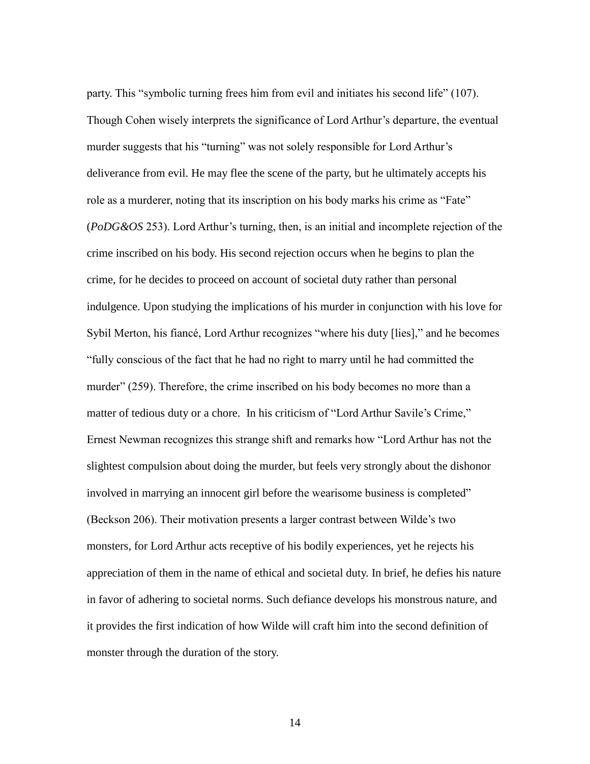party. This “symbolic turning frees him from evil and initiates his second life” (107). Though Cohen wisely interprets the significance of Lord Arthur’s departure, the eventual murder suggests that his “turning” was not solely responsible for Lord Arthur’s deliverance from evil. He may flee the scene of the party, but he ultimately accepts his role as a murderer, noting that its inscription on his body marks his crime as “Fate” (*PoDG&OS* 253). Lord Arthur’s turning, then, is an initial and incomplete rejection of the crime inscribed on his body. His second rejection occurs when he begins to plan the crime, for he decides to proceed on account of societal duty rather than personal indulgence. Upon studying the implications of his murder in conjunction with his love for Sybil Merton, his fiancé, Lord Arthur recognizes “where his duty [lies],” and he becomes “fully conscious of the fact that he had no right to marry until he had committed the murder” (259). Therefore, the crime inscribed on his body becomes no more than a matter of tedious duty or a chore. In his criticism of “Lord Arthur Savile’s Crime,” Ernest Newman recognizes this strange shift and remarks how “Lord Arthur has not the slightest compulsion about doing the murder, but feels very strongly about the dishonor involved in marrying an innocent girl before the wearisome business is completed” (Beckson 206). Their motivation presents a larger contrast between Wilde’s two monsters, for Lord Arthur acts receptive of his bodily experiences, yet he rejects his appreciation of them in the name of ethical and societal duty. In brief, he defies his nature in favor of adhering to societal norms. Such defiance develops his monstrous nature, and it provides the first indication of how Wilde will craft him into the second definition of monster through the duration of the story.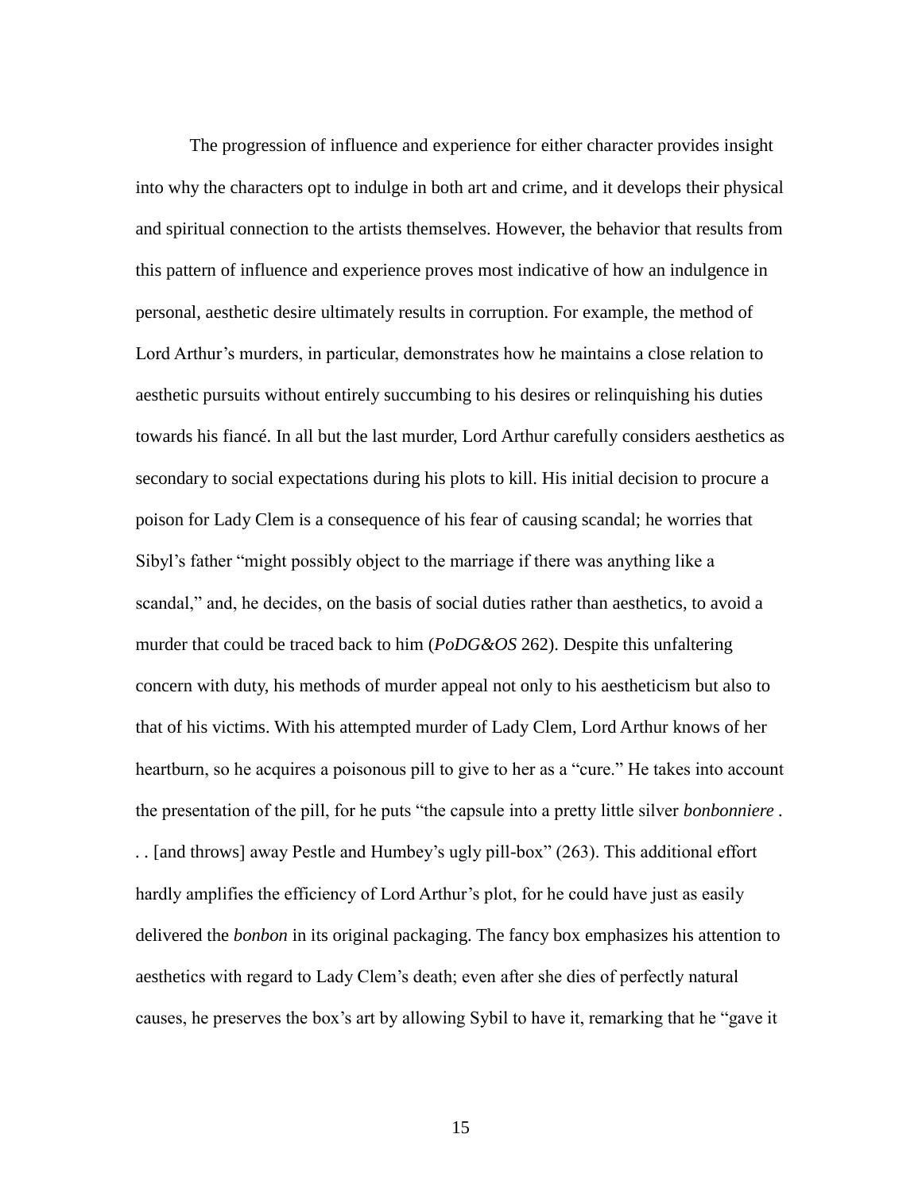The progression of influence and experience for either character provides insight into why the characters opt to indulge in both art and crime, and it develops their physical and spiritual connection to the artists themselves. However, the behavior that results from this pattern of influence and experience proves most indicative of how an indulgence in personal, aesthetic desire ultimately results in corruption. For example, the method of Lord Arthur's murders, in particular, demonstrates how he maintains a close relation to aesthetic pursuits without entirely succumbing to his desires or relinquishing his duties towards his fiancé. In all but the last murder, Lord Arthur carefully considers aesthetics as secondary to social expectations during his plots to kill. His initial decision to procure a poison for Lady Clem is a consequence of his fear of causing scandal; he worries that Sibyl's father "might possibly object to the marriage if there was anything like a scandal," and, he decides, on the basis of social duties rather than aesthetics, to avoid a murder that could be traced back to him (*PoDG&OS* 262). Despite this unfaltering concern with duty, his methods of murder appeal not only to his aestheticism but also to that of his victims. With his attempted murder of Lady Clem, Lord Arthur knows of her heartburn, so he acquires a poisonous pill to give to her as a "cure." He takes into account the presentation of the pill, for he puts "the capsule into a pretty little silver *bonbonniere* . . . [and throws] away Pestle and Humbey's ugly pill-box" (263). This additional effort hardly amplifies the efficiency of Lord Arthur's plot, for he could have just as easily delivered the *bonbon* in its original packaging. The fancy box emphasizes his attention to aesthetics with regard to Lady Clem's death; even after she dies of perfectly natural causes, he preserves the box's art by allowing Sybil to have it, remarking that he "gave it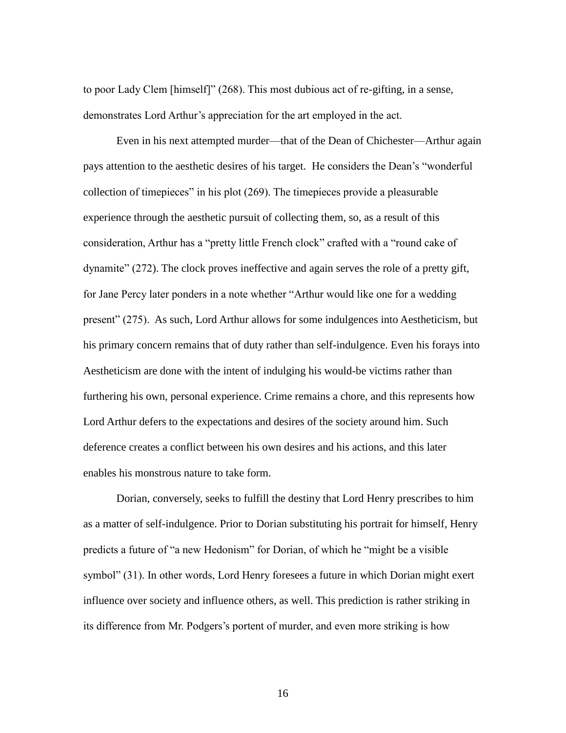to poor Lady Clem [himself]" (268). This most dubious act of re-gifting, in a sense, demonstrates Lord Arthur's appreciation for the art employed in the act.

Even in his next attempted murder—that of the Dean of Chichester—Arthur again pays attention to the aesthetic desires of his target. He considers the Dean's "wonderful collection of timepieces" in his plot (269). The timepieces provide a pleasurable experience through the aesthetic pursuit of collecting them, so, as a result of this consideration, Arthur has a "pretty little French clock" crafted with a "round cake of dynamite" (272). The clock proves ineffective and again serves the role of a pretty gift, for Jane Percy later ponders in a note whether "Arthur would like one for a wedding present" (275). As such, Lord Arthur allows for some indulgences into Aestheticism, but his primary concern remains that of duty rather than self-indulgence. Even his forays into Aestheticism are done with the intent of indulging his would-be victims rather than furthering his own, personal experience. Crime remains a chore, and this represents how Lord Arthur defers to the expectations and desires of the society around him. Such deference creates a conflict between his own desires and his actions, and this later enables his monstrous nature to take form.

Dorian, conversely, seeks to fulfill the destiny that Lord Henry prescribes to him as a matter of self-indulgence. Prior to Dorian substituting his portrait for himself, Henry predicts a future of "a new Hedonism" for Dorian, of which he "might be a visible symbol" (31). In other words, Lord Henry foresees a future in which Dorian might exert influence over society and influence others, as well. This prediction is rather striking in its difference from Mr. Podgers's portent of murder, and even more striking is how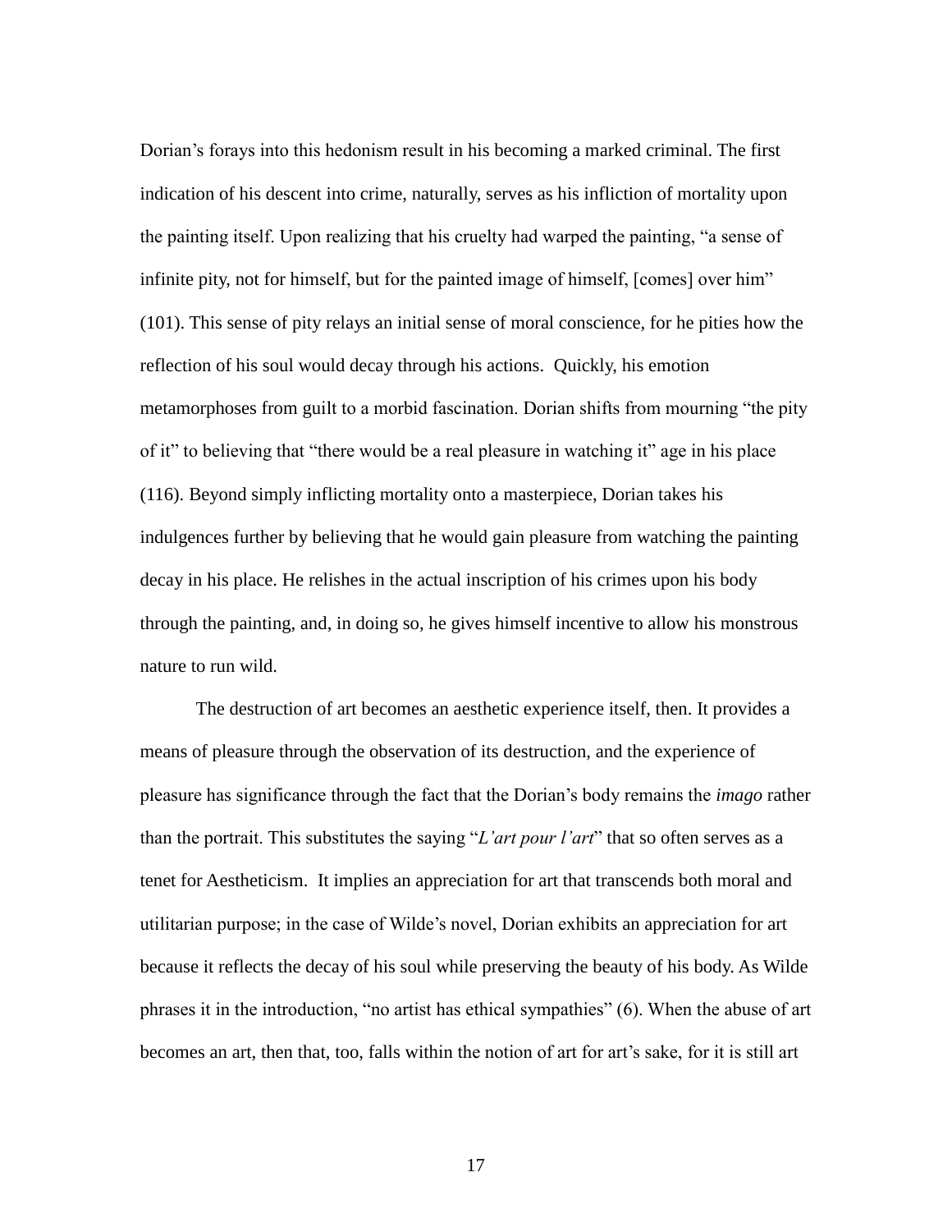Dorian's forays into this hedonism result in his becoming a marked criminal. The first indication of his descent into crime, naturally, serves as his infliction of mortality upon the painting itself. Upon realizing that his cruelty had warped the painting, "a sense of infinite pity, not for himself, but for the painted image of himself, [comes] over him" (101). This sense of pity relays an initial sense of moral conscience, for he pities how the reflection of his soul would decay through his actions. Quickly, his emotion metamorphoses from guilt to a morbid fascination. Dorian shifts from mourning "the pity of it" to believing that "there would be a real pleasure in watching it" age in his place (116). Beyond simply inflicting mortality onto a masterpiece, Dorian takes his indulgences further by believing that he would gain pleasure from watching the painting decay in his place. He relishes in the actual inscription of his crimes upon his body through the painting, and, in doing so, he gives himself incentive to allow his monstrous nature to run wild.

The destruction of art becomes an aesthetic experience itself, then. It provides a means of pleasure through the observation of its destruction, and the experience of pleasure has significance through the fact that the Dorian's body remains the *imago* rather than the portrait. This substitutes the saying "*L'art pour l'art*" that so often serves as a tenet for Aestheticism. It implies an appreciation for art that transcends both moral and utilitarian purpose; in the case of Wilde's novel, Dorian exhibits an appreciation for art because it reflects the decay of his soul while preserving the beauty of his body. As Wilde phrases it in the introduction, "no artist has ethical sympathies" (6). When the abuse of art becomes an art, then that, too, falls within the notion of art for art's sake, for it is still art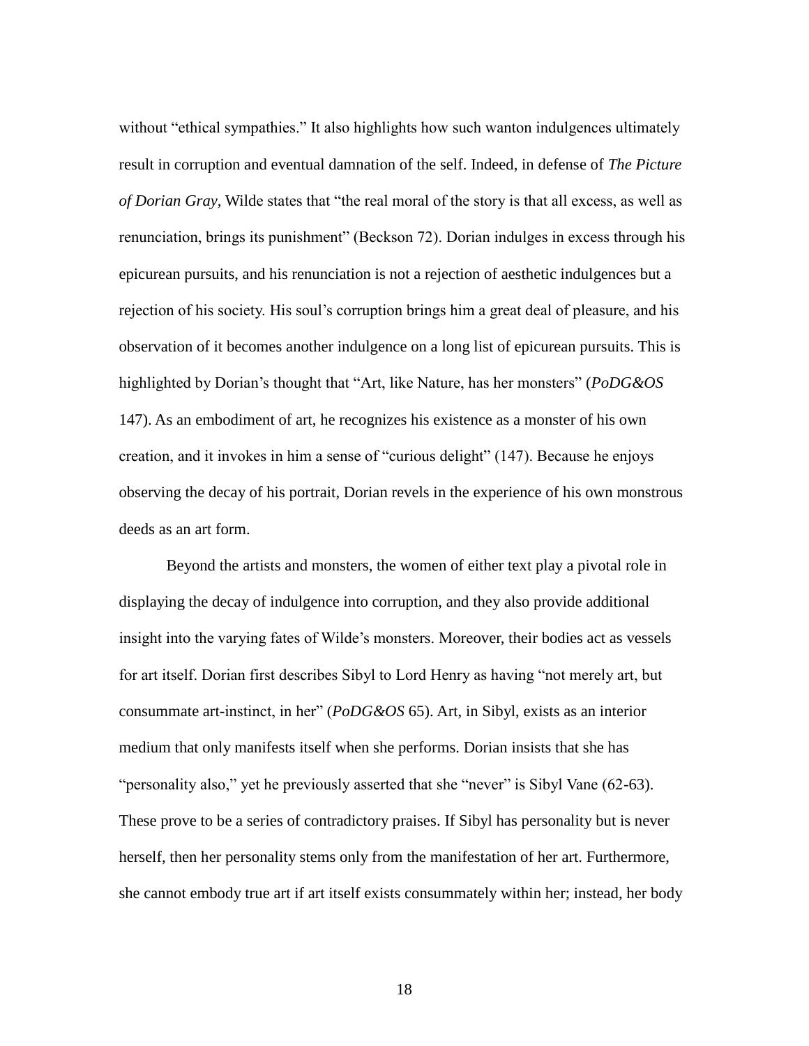without "ethical sympathies." It also highlights how such wanton indulgences ultimately result in corruption and eventual damnation of the self. Indeed, in defense of *The Picture of Dorian Gray*, Wilde states that "the real moral of the story is that all excess, as well as renunciation, brings its punishment" (Beckson 72). Dorian indulges in excess through his epicurean pursuits, and his renunciation is not a rejection of aesthetic indulgences but a rejection of his society. His soul's corruption brings him a great deal of pleasure, and his observation of it becomes another indulgence on a long list of epicurean pursuits. This is highlighted by Dorian's thought that "Art, like Nature, has her monsters" (*PoDG&OS* 147). As an embodiment of art, he recognizes his existence as a monster of his own creation, and it invokes in him a sense of "curious delight" (147). Because he enjoys observing the decay of his portrait, Dorian revels in the experience of his own monstrous deeds as an art form.

Beyond the artists and monsters, the women of either text play a pivotal role in displaying the decay of indulgence into corruption, and they also provide additional insight into the varying fates of Wilde's monsters. Moreover, their bodies act as vessels for art itself. Dorian first describes Sibyl to Lord Henry as having "not merely art, but consummate art-instinct, in her" (*PoDG&OS* 65). Art, in Sibyl, exists as an interior medium that only manifests itself when she performs. Dorian insists that she has "personality also," yet he previously asserted that she "never" is Sibyl Vane (62-63). These prove to be a series of contradictory praises. If Sibyl has personality but is never herself, then her personality stems only from the manifestation of her art. Furthermore, she cannot embody true art if art itself exists consummately within her; instead, her body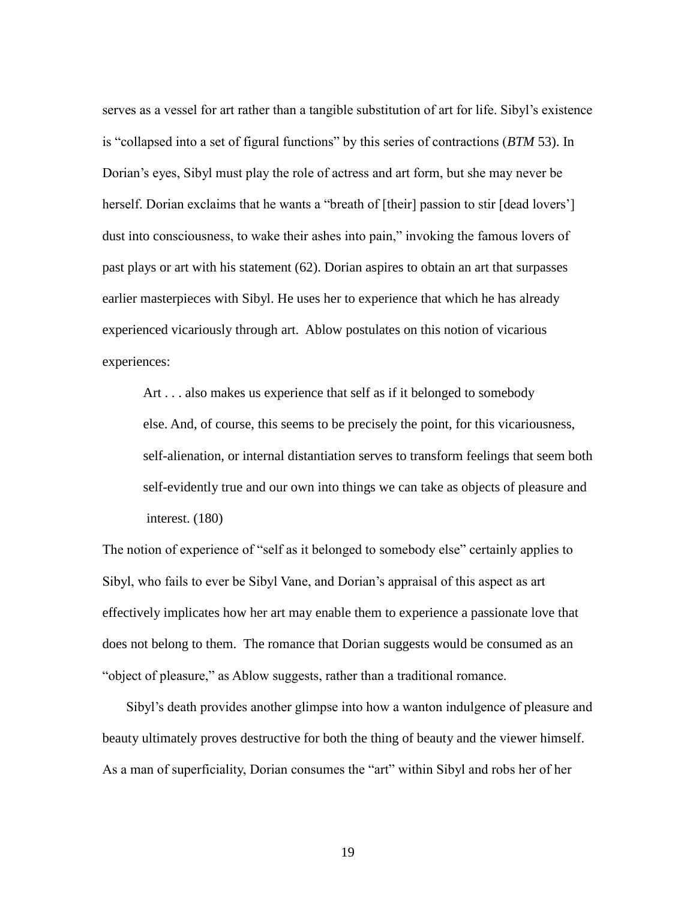serves as a vessel for art rather than a tangible substitution of art for life. Sibyl's existence is "collapsed into a set of figural functions" by this series of contractions (*BTM* 53). In Dorian's eyes, Sibyl must play the role of actress and art form, but she may never be herself. Dorian exclaims that he wants a "breath of [their] passion to stir [dead lovers'] dust into consciousness, to wake their ashes into pain," invoking the famous lovers of past plays or art with his statement (62). Dorian aspires to obtain an art that surpasses earlier masterpieces with Sibyl. He uses her to experience that which he has already experienced vicariously through art. Ablow postulates on this notion of vicarious experiences:

> Art . . . also makes us experience that self as if it belonged to somebody else. And, of course, this seems to be precisely the point, for this vicariousness, self-alienation, or internal distantiation serves to transform feelings that seem both self-evidently true and our own into things we can take as objects of pleasure and interest. (180)

The notion of experience of "self as it belonged to somebody else" certainly applies to Sibyl, who fails to ever be Sibyl Vane, and Dorian's appraisal of this aspect as art effectively implicates how her art may enable them to experience a passionate love that does not belong to them. The romance that Dorian suggests would be consumed as an "object of pleasure," as Ablow suggests, rather than a traditional romance.

Sibyl's death provides another glimpse into how a wanton indulgence of pleasure and beauty ultimately proves destructive for both the thing of beauty and the viewer himself. As a man of superficiality, Dorian consumes the "art" within Sibyl and robs her of her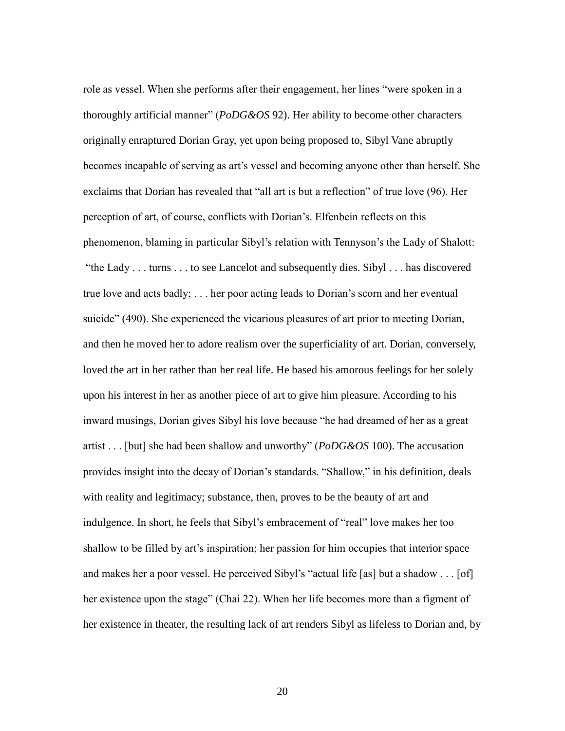role as vessel. When she performs after their engagement, her lines "were spoken in a thoroughly artificial manner" (*PoDG&OS* 92). Her ability to become other characters originally enraptured Dorian Gray, yet upon being proposed to, Sibyl Vane abruptly becomes incapable of serving as art's vessel and becoming anyone other than herself. She exclaims that Dorian has revealed that "all art is but a reflection" of true love (96). Her perception of art, of course, conflicts with Dorian's. Elfenbein reflects on this phenomenon, blaming in particular Sibyl's relation with Tennyson's the Lady of Shalott: "the Lady . . . turns . . . to see Lancelot and subsequently dies. Sibyl . . . has discovered true love and acts badly; . . . her poor acting leads to Dorian's scorn and her eventual suicide" (490). She experienced the vicarious pleasures of art prior to meeting Dorian, and then he moved her to adore realism over the superficiality of art. Dorian, conversely, loved the art in her rather than her real life. He based his amorous feelings for her solely upon his interest in her as another piece of art to give him pleasure. According to his inward musings, Dorian gives Sibyl his love because "he had dreamed of her as a great artist . . . [but] she had been shallow and unworthy" (*PoDG&OS* 100). The accusation provides insight into the decay of Dorian's standards. "Shallow," in his definition, deals with reality and legitimacy; substance, then, proves to be the beauty of art and indulgence. In short, he feels that Sibyl's embracement of "real" love makes her too shallow to be filled by art's inspiration; her passion for him occupies that interior space and makes her a poor vessel. He perceived Sibyl's "actual life [as] but a shadow . . . [of] her existence upon the stage" (Chai 22). When her life becomes more than a figment of her existence in theater, the resulting lack of art renders Sibyl as lifeless to Dorian and, by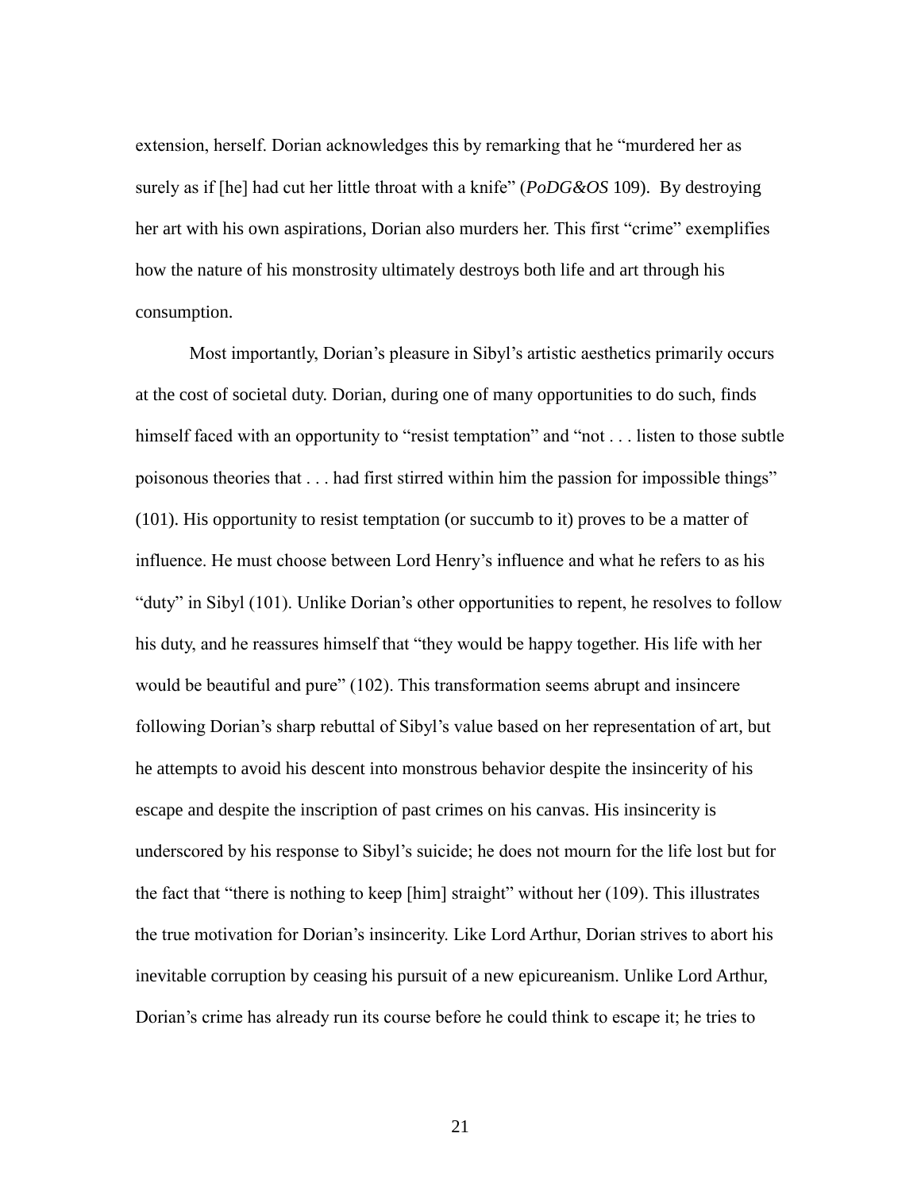extension, herself. Dorian acknowledges this by remarking that he "murdered her as surely as if [he] had cut her little throat with a knife" (*PoDG&OS* 109). By destroying her art with his own aspirations, Dorian also murders her. This first "crime" exemplifies how the nature of his monstrosity ultimately destroys both life and art through his consumption.

Most importantly, Dorian's pleasure in Sibyl's artistic aesthetics primarily occurs at the cost of societal duty. Dorian, during one of many opportunities to do such, finds himself faced with an opportunity to "resist temptation" and "not . . . listen to those subtle poisonous theories that . . . had first stirred within him the passion for impossible things" (101). His opportunity to resist temptation (or succumb to it) proves to be a matter of influence. He must choose between Lord Henry's influence and what he refers to as his "duty" in Sibyl (101). Unlike Dorian's other opportunities to repent, he resolves to follow his duty, and he reassures himself that "they would be happy together. His life with her would be beautiful and pure" (102). This transformation seems abrupt and insincere following Dorian's sharp rebuttal of Sibyl's value based on her representation of art, but he attempts to avoid his descent into monstrous behavior despite the insincerity of his escape and despite the inscription of past crimes on his canvas. His insincerity is underscored by his response to Sibyl's suicide; he does not mourn for the life lost but for the fact that "there is nothing to keep [him] straight" without her (109). This illustrates the true motivation for Dorian's insincerity. Like Lord Arthur, Dorian strives to abort his inevitable corruption by ceasing his pursuit of a new epicureanism. Unlike Lord Arthur, Dorian's crime has already run its course before he could think to escape it; he tries to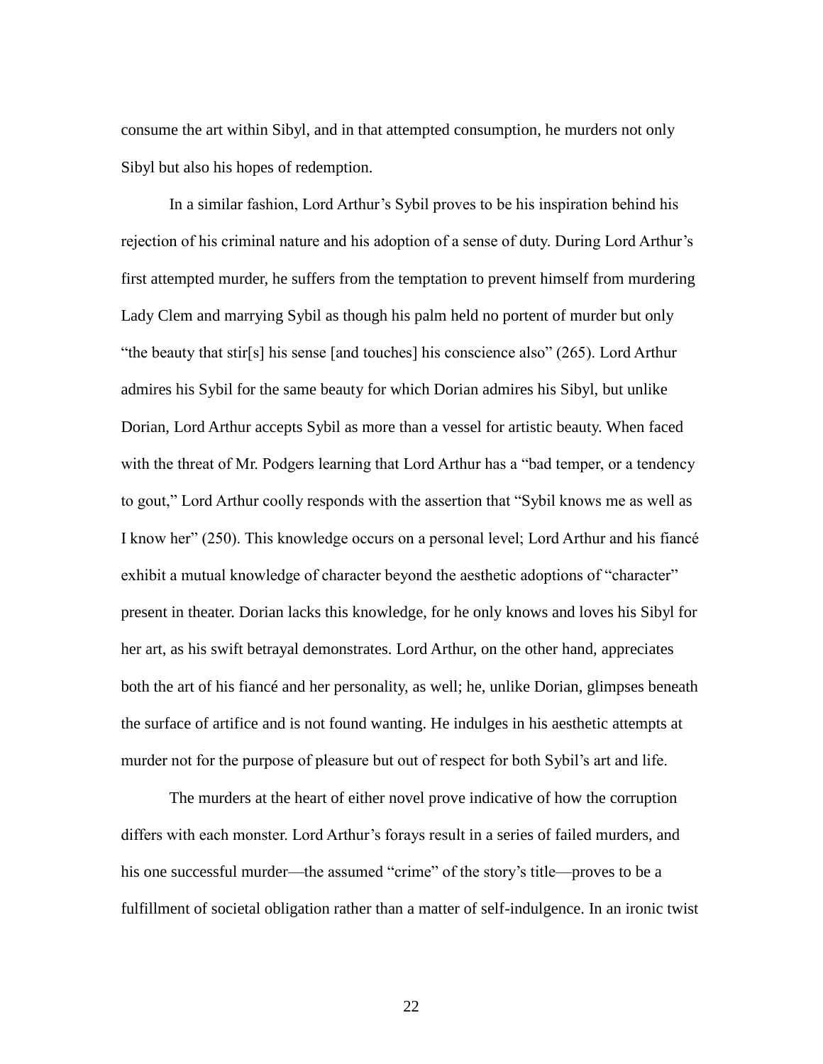consume the art within Sibyl, and in that attempted consumption, he murders not only Sibyl but also his hopes of redemption.

In a similar fashion, Lord Arthur's Sybil proves to be his inspiration behind his rejection of his criminal nature and his adoption of a sense of duty. During Lord Arthur's first attempted murder, he suffers from the temptation to prevent himself from murdering Lady Clem and marrying Sybil as though his palm held no portent of murder but only "the beauty that stir[s] his sense [and touches] his conscience also" (265). Lord Arthur admires his Sybil for the same beauty for which Dorian admires his Sibyl, but unlike Dorian, Lord Arthur accepts Sybil as more than a vessel for artistic beauty. When faced with the threat of Mr. Podgers learning that Lord Arthur has a "bad temper, or a tendency to gout," Lord Arthur coolly responds with the assertion that "Sybil knows me as well as I know her" (250). This knowledge occurs on a personal level; Lord Arthur and his fiancé exhibit a mutual knowledge of character beyond the aesthetic adoptions of "character" present in theater. Dorian lacks this knowledge, for he only knows and loves his Sibyl for her art, as his swift betrayal demonstrates. Lord Arthur, on the other hand, appreciates both the art of his fiancé and her personality, as well; he, unlike Dorian, glimpses beneath the surface of artifice and is not found wanting. He indulges in his aesthetic attempts at murder not for the purpose of pleasure but out of respect for both Sybil's art and life.

The murders at the heart of either novel prove indicative of how the corruption differs with each monster. Lord Arthur's forays result in a series of failed murders, and his one successful murder—the assumed "crime" of the story's title—proves to be a fulfillment of societal obligation rather than a matter of self-indulgence. In an ironic twist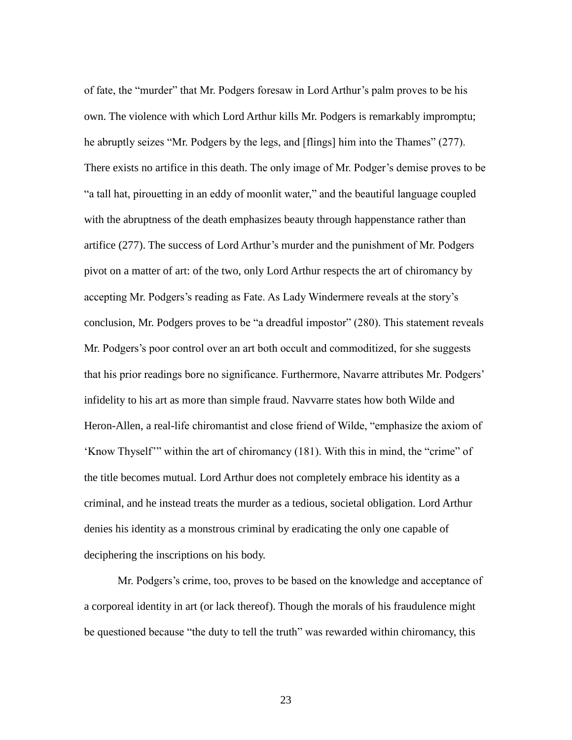of fate, the "murder" that Mr. Podgers foresaw in Lord Arthur's palm proves to be his own. The violence with which Lord Arthur kills Mr. Podgers is remarkably impromptu; he abruptly seizes "Mr. Podgers by the legs, and [flings] him into the Thames" (277). There exists no artifice in this death. The only image of Mr. Podger's demise proves to be "a tall hat, pirouetting in an eddy of moonlit water," and the beautiful language coupled with the abruptness of the death emphasizes beauty through happenstance rather than artifice (277). The success of Lord Arthur's murder and the punishment of Mr. Podgers pivot on a matter of art: of the two, only Lord Arthur respects the art of chiromancy by accepting Mr. Podgers's reading as Fate. As Lady Windermere reveals at the story's conclusion, Mr. Podgers proves to be "a dreadful impostor" (280). This statement reveals Mr. Podgers's poor control over an art both occult and commoditized, for she suggests that his prior readings bore no significance. Furthermore, Navarre attributes Mr. Podgers' infidelity to his art as more than simple fraud. Navvarre states how both Wilde and Heron-Allen, a real-life chiromantist and close friend of Wilde, "emphasize the axiom of 'Know Thyself'" within the art of chiromancy (181). With this in mind, the "crime" of the title becomes mutual. Lord Arthur does not completely embrace his identity as a criminal, and he instead treats the murder as a tedious, societal obligation. Lord Arthur denies his identity as a monstrous criminal by eradicating the only one capable of deciphering the inscriptions on his body.

Mr. Podgers's crime, too, proves to be based on the knowledge and acceptance of a corporeal identity in art (or lack thereof). Though the morals of his fraudulence might be questioned because "the duty to tell the truth" was rewarded within chiromancy, this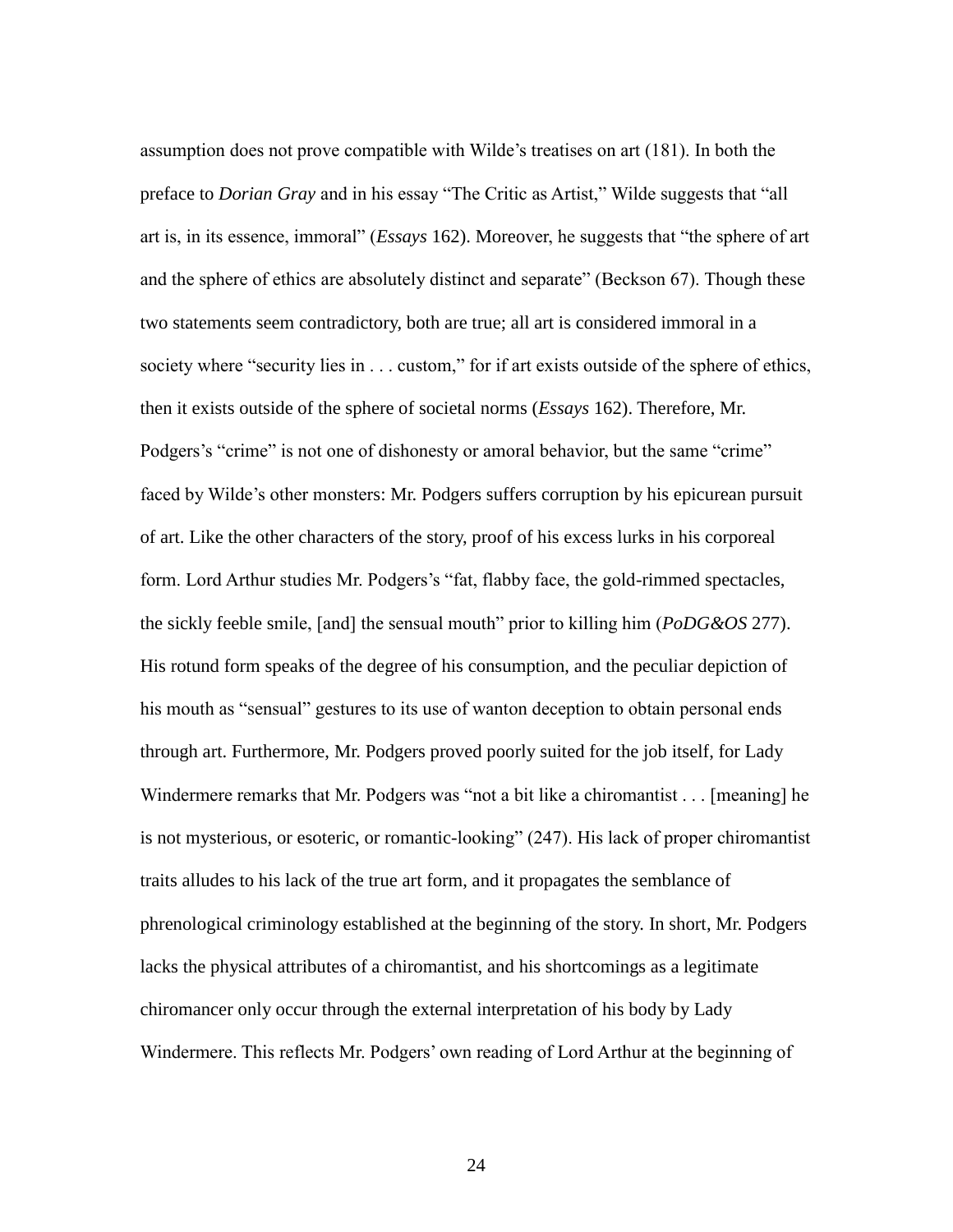assumption does not prove compatible with Wilde's treatises on art (181). In both the preface to *Dorian Gray* and in his essay "The Critic as Artist," Wilde suggests that "all art is, in its essence, immoral" (*Essays* 162). Moreover, he suggests that "the sphere of art and the sphere of ethics are absolutely distinct and separate" (Beckson 67). Though these two statements seem contradictory, both are true; all art is considered immoral in a society where "security lies in . . . custom," for if art exists outside of the sphere of ethics, then it exists outside of the sphere of societal norms (*Essays* 162). Therefore, Mr. Podgers's "crime" is not one of dishonesty or amoral behavior, but the same "crime" faced by Wilde's other monsters: Mr. Podgers suffers corruption by his epicurean pursuit of art. Like the other characters of the story, proof of his excess lurks in his corporeal form. Lord Arthur studies Mr. Podgers's "fat, flabby face, the gold-rimmed spectacles, the sickly feeble smile, [and] the sensual mouth" prior to killing him (*PoDG&OS* 277). His rotund form speaks of the degree of his consumption, and the peculiar depiction of his mouth as "sensual" gestures to its use of wanton deception to obtain personal ends through art. Furthermore, Mr. Podgers proved poorly suited for the job itself, for Lady Windermere remarks that Mr. Podgers was "not a bit like a chiromantist . . . [meaning] he is not mysterious, or esoteric, or romantic-looking" (247). His lack of proper chiromantist traits alludes to his lack of the true art form, and it propagates the semblance of phrenological criminology established at the beginning of the story. In short, Mr. Podgers lacks the physical attributes of a chiromantist, and his shortcomings as a legitimate chiromancer only occur through the external interpretation of his body by Lady Windermere. This reflects Mr. Podgers' own reading of Lord Arthur at the beginning of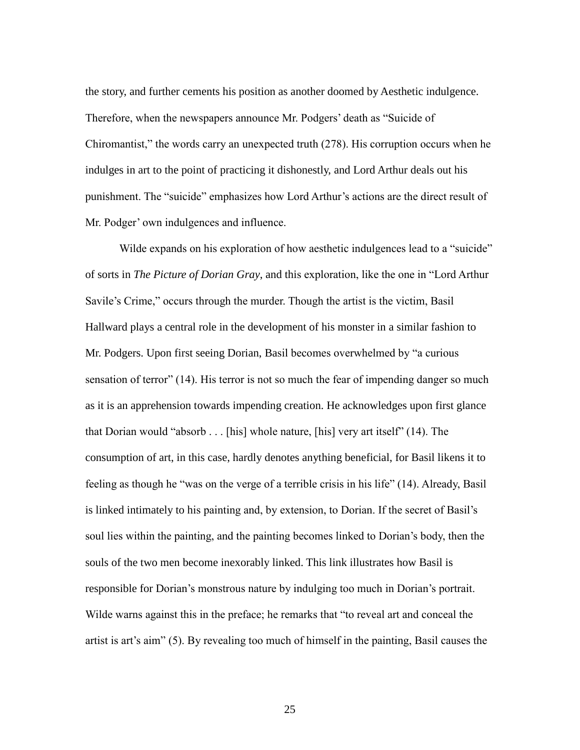the story, and further cements his position as another doomed by Aesthetic indulgence. Therefore, when the newspapers announce Mr. Podgers' death as "Suicide of Chiromantist," the words carry an unexpected truth (278). His corruption occurs when he indulges in art to the point of practicing it dishonestly, and Lord Arthur deals out his punishment. The "suicide" emphasizes how Lord Arthur's actions are the direct result of Mr. Podger' own indulgences and influence.

Wilde expands on his exploration of how aesthetic indulgences lead to a "suicide" of sorts in *The Picture of Dorian Gray*, and this exploration, like the one in "Lord Arthur Savile's Crime," occurs through the murder. Though the artist is the victim, Basil Hallward plays a central role in the development of his monster in a similar fashion to Mr. Podgers. Upon first seeing Dorian, Basil becomes overwhelmed by "a curious sensation of terror" (14). His terror is not so much the fear of impending danger so much as it is an apprehension towards impending creation. He acknowledges upon first glance that Dorian would "absorb . . . [his] whole nature, [his] very art itself" (14). The consumption of art, in this case, hardly denotes anything beneficial, for Basil likens it to feeling as though he "was on the verge of a terrible crisis in his life" (14). Already, Basil is linked intimately to his painting and, by extension, to Dorian. If the secret of Basil's soul lies within the painting, and the painting becomes linked to Dorian's body, then the souls of the two men become inexorably linked. This link illustrates how Basil is responsible for Dorian's monstrous nature by indulging too much in Dorian's portrait. Wilde warns against this in the preface; he remarks that "to reveal art and conceal the artist is art's aim" (5). By revealing too much of himself in the painting, Basil causes the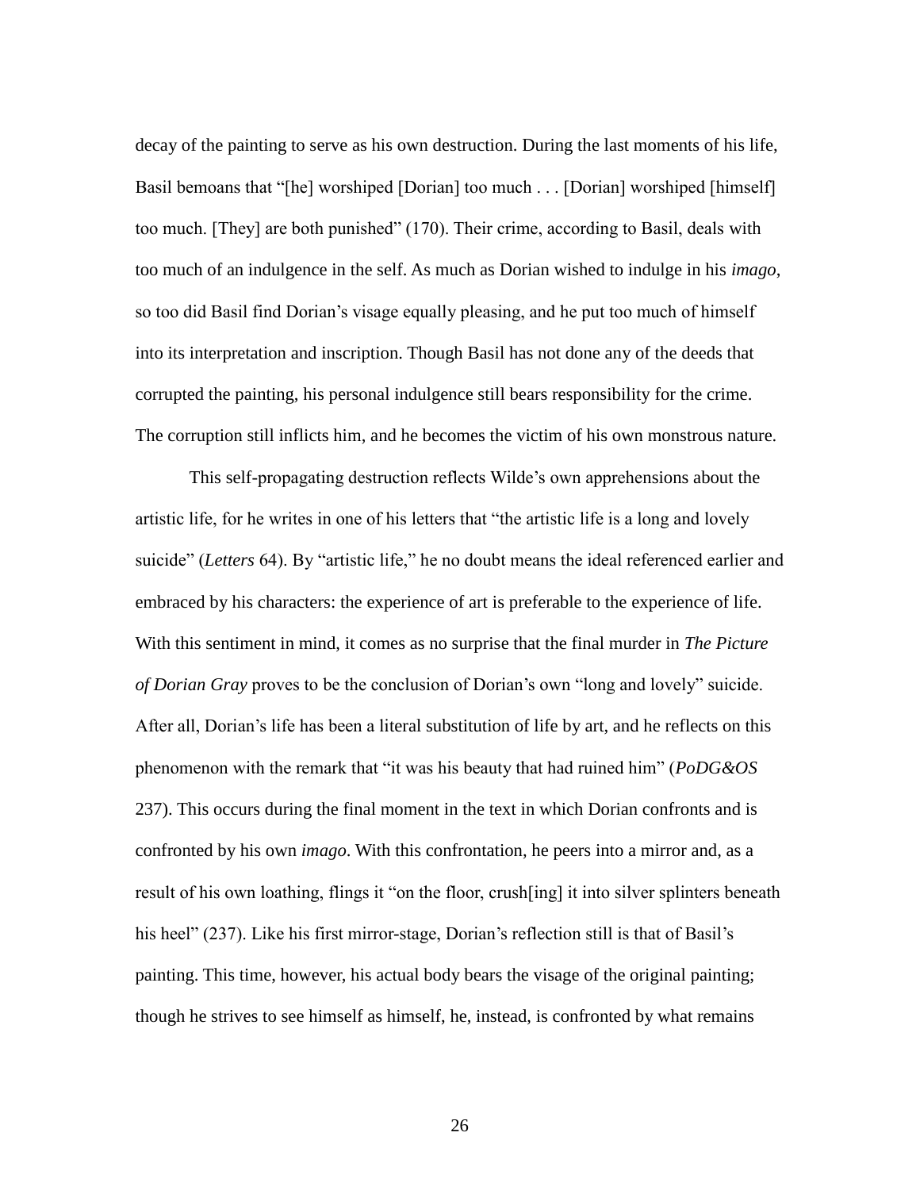decay of the painting to serve as his own destruction. During the last moments of his life, Basil bemoans that "[he] worshiped [Dorian] too much . . . [Dorian] worshiped [himself] too much. [They] are both punished" (170). Their crime, according to Basil, deals with too much of an indulgence in the self. As much as Dorian wished to indulge in his *imago*, so too did Basil find Dorian's visage equally pleasing, and he put too much of himself into its interpretation and inscription. Though Basil has not done any of the deeds that corrupted the painting, his personal indulgence still bears responsibility for the crime. The corruption still inflicts him, and he becomes the victim of his own monstrous nature.

This self-propagating destruction reflects Wilde's own apprehensions about the artistic life, for he writes in one of his letters that "the artistic life is a long and lovely suicide" (*Letters* 64). By "artistic life," he no doubt means the ideal referenced earlier and embraced by his characters: the experience of art is preferable to the experience of life. With this sentiment in mind, it comes as no surprise that the final murder in *The Picture of Dorian Gray* proves to be the conclusion of Dorian's own "long and lovely" suicide. After all, Dorian's life has been a literal substitution of life by art, and he reflects on this phenomenon with the remark that "it was his beauty that had ruined him" (*PoDG&OS* 237). This occurs during the final moment in the text in which Dorian confronts and is confronted by his own *imago*. With this confrontation, he peers into a mirror and, as a result of his own loathing, flings it "on the floor, crush[ing] it into silver splinters beneath his heel" (237). Like his first mirror-stage, Dorian's reflection still is that of Basil's painting. This time, however, his actual body bears the visage of the original painting; though he strives to see himself as himself, he, instead, is confronted by what remains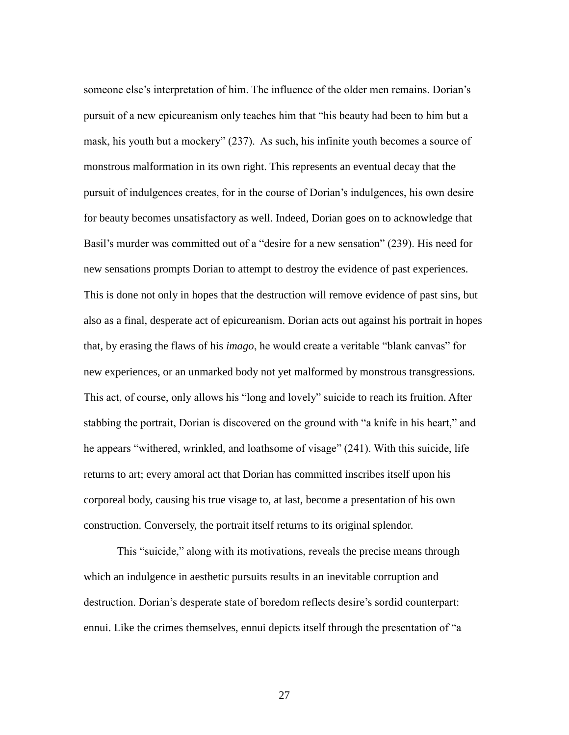someone else's interpretation of him. The influence of the older men remains. Dorian's pursuit of a new epicureanism only teaches him that "his beauty had been to him but a mask, his youth but a mockery" (237). As such, his infinite youth becomes a source of monstrous malformation in its own right. This represents an eventual decay that the pursuit of indulgences creates, for in the course of Dorian's indulgences, his own desire for beauty becomes unsatisfactory as well. Indeed, Dorian goes on to acknowledge that Basil's murder was committed out of a "desire for a new sensation" (239). His need for new sensations prompts Dorian to attempt to destroy the evidence of past experiences. This is done not only in hopes that the destruction will remove evidence of past sins, but also as a final, desperate act of epicureanism. Dorian acts out against his portrait in hopes that, by erasing the flaws of his *imago*, he would create a veritable "blank canvas" for new experiences, or an unmarked body not yet malformed by monstrous transgressions. This act, of course, only allows his "long and lovely" suicide to reach its fruition. After stabbing the portrait, Dorian is discovered on the ground with "a knife in his heart," and he appears "withered, wrinkled, and loathsome of visage" (241). With this suicide, life returns to art; every amoral act that Dorian has committed inscribes itself upon his corporeal body, causing his true visage to, at last, become a presentation of his own construction. Conversely, the portrait itself returns to its original splendor.

This "suicide," along with its motivations, reveals the precise means through which an indulgence in aesthetic pursuits results in an inevitable corruption and destruction. Dorian's desperate state of boredom reflects desire's sordid counterpart: ennui. Like the crimes themselves, ennui depicts itself through the presentation of "a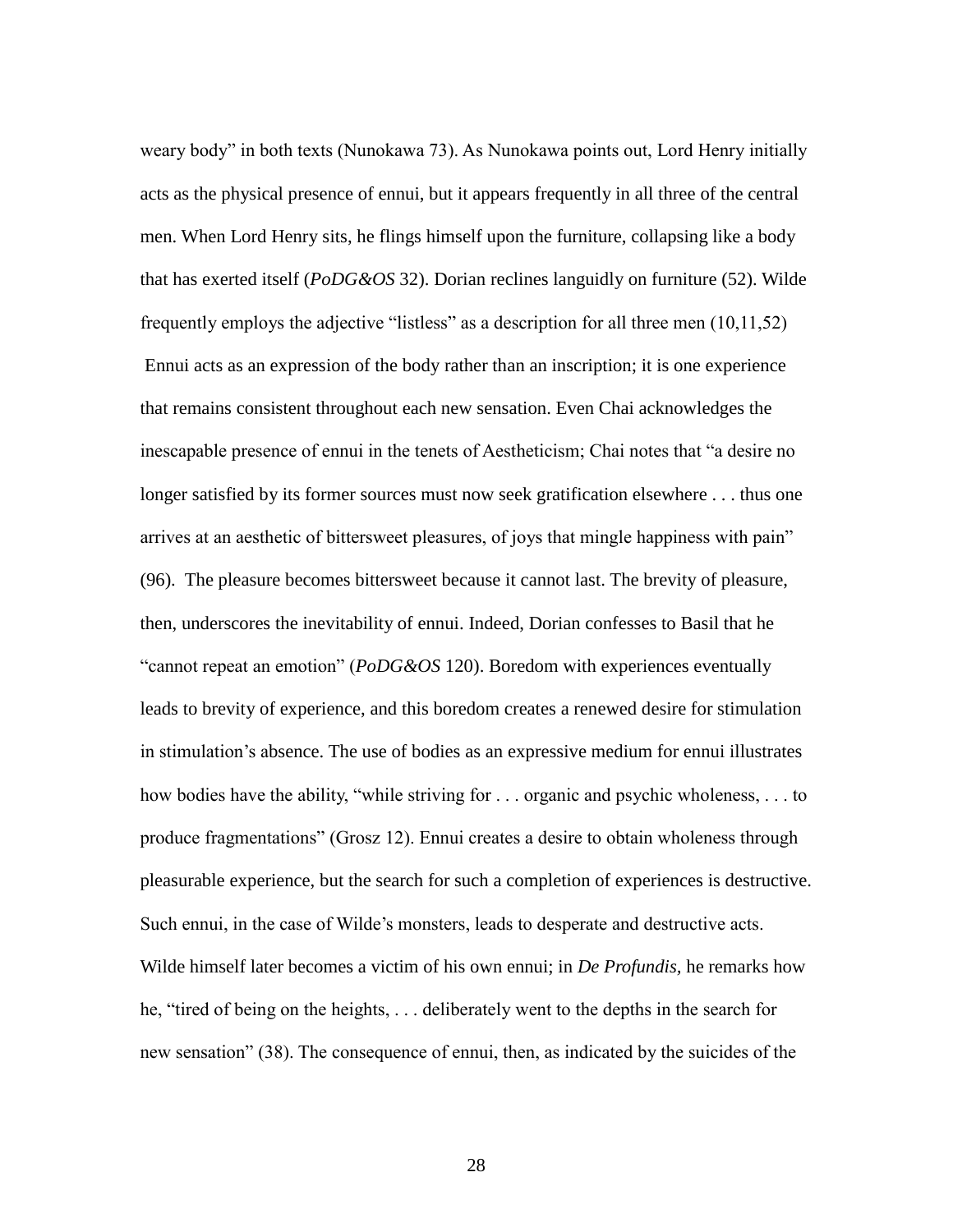weary body" in both texts (Nunokawa 73). As Nunokawa points out, Lord Henry initially acts as the physical presence of ennui, but it appears frequently in all three of the central men. When Lord Henry sits, he flings himself upon the furniture, collapsing like a body that has exerted itself (*PoDG&OS* 32). Dorian reclines languidly on furniture (52). Wilde frequently employs the adjective "listless" as a description for all three men (10,11,52) Ennui acts as an expression of the body rather than an inscription; it is one experience that remains consistent throughout each new sensation. Even Chai acknowledges the inescapable presence of ennui in the tenets of Aestheticism; Chai notes that "a desire no longer satisfied by its former sources must now seek gratification elsewhere . . . thus one arrives at an aesthetic of bittersweet pleasures, of joys that mingle happiness with pain" (96). The pleasure becomes bittersweet because it cannot last. The brevity of pleasure, then, underscores the inevitability of ennui. Indeed, Dorian confesses to Basil that he "cannot repeat an emotion" (*PoDG&OS* 120). Boredom with experiences eventually leads to brevity of experience, and this boredom creates a renewed desire for stimulation in stimulation's absence. The use of bodies as an expressive medium for ennui illustrates how bodies have the ability, "while striving for . . . organic and psychic wholeness, . . . to produce fragmentations" (Grosz 12). Ennui creates a desire to obtain wholeness through pleasurable experience, but the search for such a completion of experiences is destructive. Such ennui, in the case of Wilde's monsters, leads to desperate and destructive acts. Wilde himself later becomes a victim of his own ennui; in *De Profundis,* he remarks how he, "tired of being on the heights, . . . deliberately went to the depths in the search for new sensation" (38). The consequence of ennui, then, as indicated by the suicides of the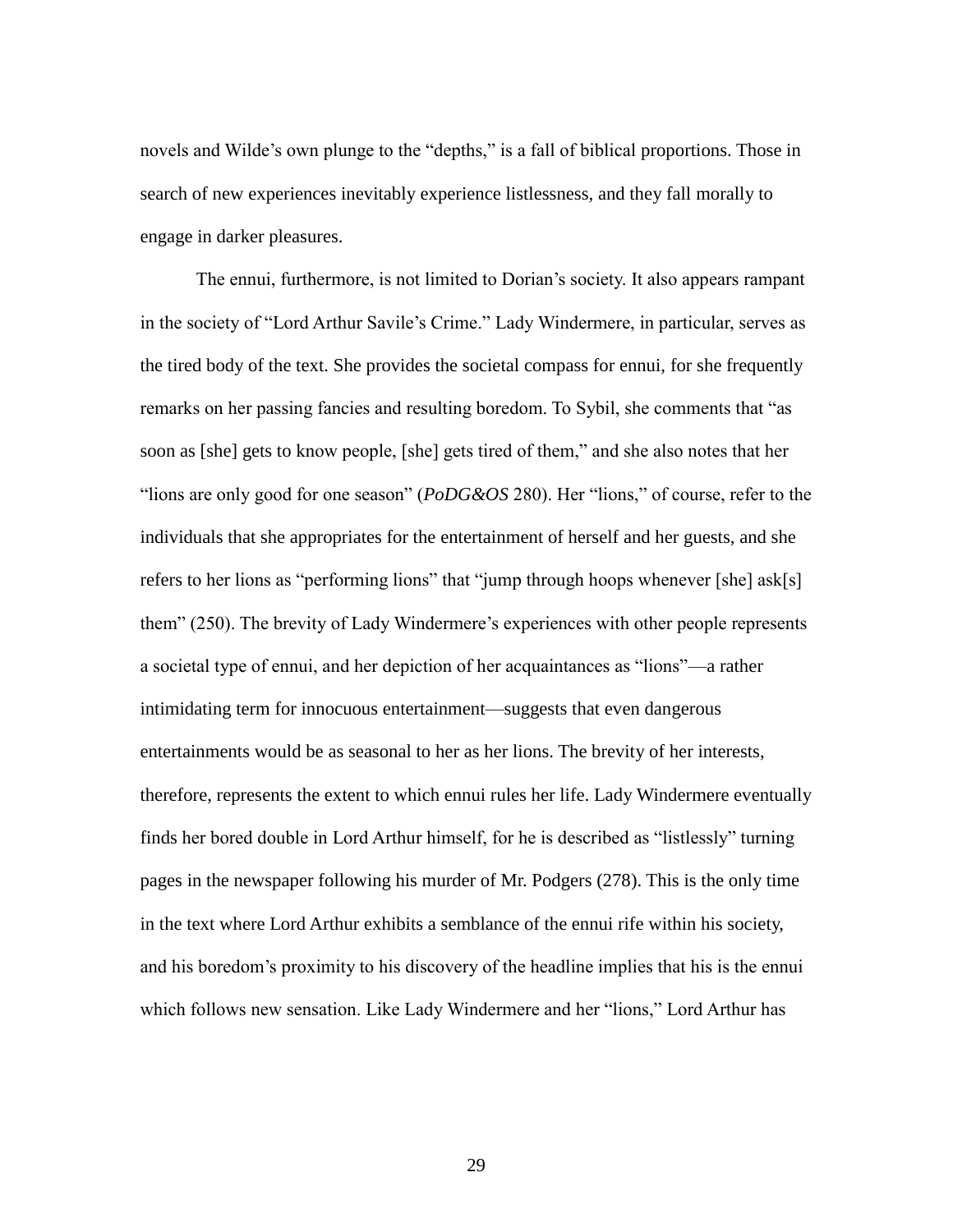novels and Wilde's own plunge to the "depths," is a fall of biblical proportions. Those in search of new experiences inevitably experience listlessness, and they fall morally to engage in darker pleasures.

The ennui, furthermore, is not limited to Dorian's society. It also appears rampant in the society of "Lord Arthur Savile's Crime." Lady Windermere, in particular, serves as the tired body of the text. She provides the societal compass for ennui, for she frequently remarks on her passing fancies and resulting boredom. To Sybil, she comments that "as soon as [she] gets to know people, [she] gets tired of them," and she also notes that her "lions are only good for one season" (*PoDG&OS* 280). Her "lions," of course, refer to the individuals that she appropriates for the entertainment of herself and her guests, and she refers to her lions as "performing lions" that "jump through hoops whenever [she] ask[s] them" (250). The brevity of Lady Windermere's experiences with other people represents a societal type of ennui, and her depiction of her acquaintances as "lions"—a rather intimidating term for innocuous entertainment—suggests that even dangerous entertainments would be as seasonal to her as her lions. The brevity of her interests, therefore, represents the extent to which ennui rules her life. Lady Windermere eventually finds her bored double in Lord Arthur himself, for he is described as "listlessly" turning pages in the newspaper following his murder of Mr. Podgers (278). This is the only time in the text where Lord Arthur exhibits a semblance of the ennui rife within his society, and his boredom's proximity to his discovery of the headline implies that his is the ennui which follows new sensation. Like Lady Windermere and her "lions," Lord Arthur has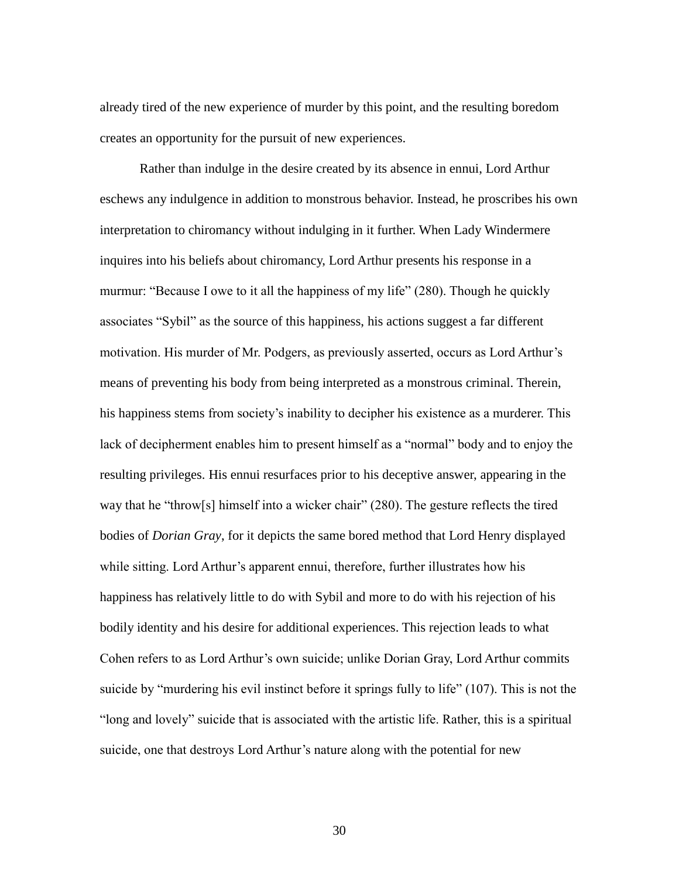already tired of the new experience of murder by this point, and the resulting boredom creates an opportunity for the pursuit of new experiences.

Rather than indulge in the desire created by its absence in ennui, Lord Arthur eschews any indulgence in addition to monstrous behavior. Instead, he proscribes his own interpretation to chiromancy without indulging in it further. When Lady Windermere inquires into his beliefs about chiromancy, Lord Arthur presents his response in a murmur: "Because I owe to it all the happiness of my life" (280). Though he quickly associates "Sybil" as the source of this happiness, his actions suggest a far different motivation. His murder of Mr. Podgers, as previously asserted, occurs as Lord Arthur's means of preventing his body from being interpreted as a monstrous criminal. Therein, his happiness stems from society's inability to decipher his existence as a murderer. This lack of decipherment enables him to present himself as a "normal" body and to enjoy the resulting privileges. His ennui resurfaces prior to his deceptive answer, appearing in the way that he "throw[s] himself into a wicker chair" (280). The gesture reflects the tired bodies of *Dorian Gray*, for it depicts the same bored method that Lord Henry displayed while sitting. Lord Arthur's apparent ennui, therefore, further illustrates how his happiness has relatively little to do with Sybil and more to do with his rejection of his bodily identity and his desire for additional experiences. This rejection leads to what Cohen refers to as Lord Arthur's own suicide; unlike Dorian Gray, Lord Arthur commits suicide by "murdering his evil instinct before it springs fully to life" (107). This is not the "long and lovely" suicide that is associated with the artistic life. Rather, this is a spiritual suicide, one that destroys Lord Arthur's nature along with the potential for new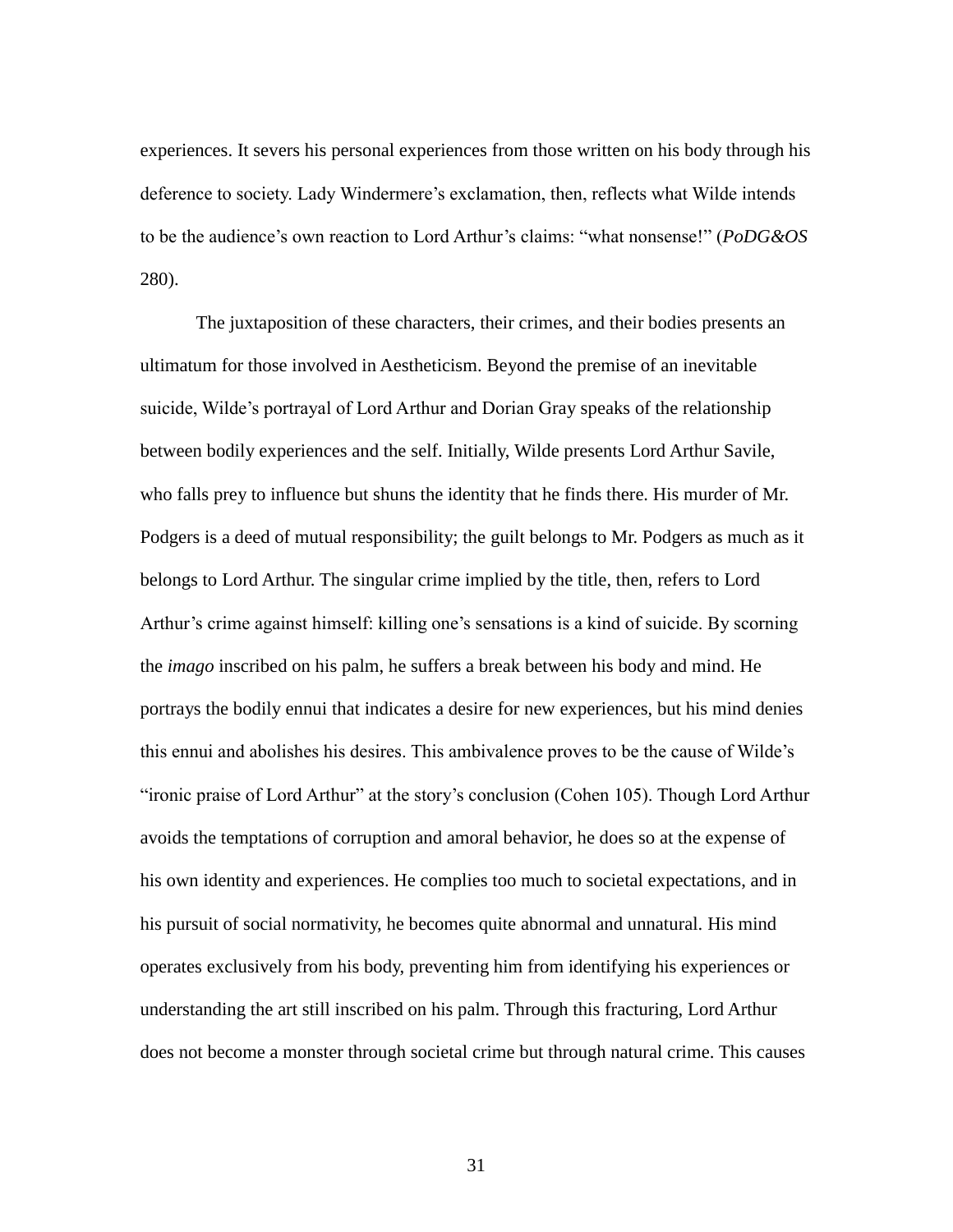experiences. It severs his personal experiences from those written on his body through his deference to society. Lady Windermere's exclamation, then, reflects what Wilde intends to be the audience's own reaction to Lord Arthur's claims: "what nonsense!" (*PoDG&OS* 280).

The juxtaposition of these characters, their crimes, and their bodies presents an ultimatum for those involved in Aestheticism. Beyond the premise of an inevitable suicide, Wilde's portrayal of Lord Arthur and Dorian Gray speaks of the relationship between bodily experiences and the self. Initially, Wilde presents Lord Arthur Savile, who falls prey to influence but shuns the identity that he finds there. His murder of Mr. Podgers is a deed of mutual responsibility; the guilt belongs to Mr. Podgers as much as it belongs to Lord Arthur. The singular crime implied by the title, then, refers to Lord Arthur's crime against himself: killing one's sensations is a kind of suicide. By scorning the *imago* inscribed on his palm, he suffers a break between his body and mind. He portrays the bodily ennui that indicates a desire for new experiences, but his mind denies this ennui and abolishes his desires. This ambivalence proves to be the cause of Wilde's "ironic praise of Lord Arthur" at the story's conclusion (Cohen 105). Though Lord Arthur avoids the temptations of corruption and amoral behavior, he does so at the expense of his own identity and experiences. He complies too much to societal expectations, and in his pursuit of social normativity, he becomes quite abnormal and unnatural. His mind operates exclusively from his body, preventing him from identifying his experiences or understanding the art still inscribed on his palm. Through this fracturing, Lord Arthur does not become a monster through societal crime but through natural crime. This causes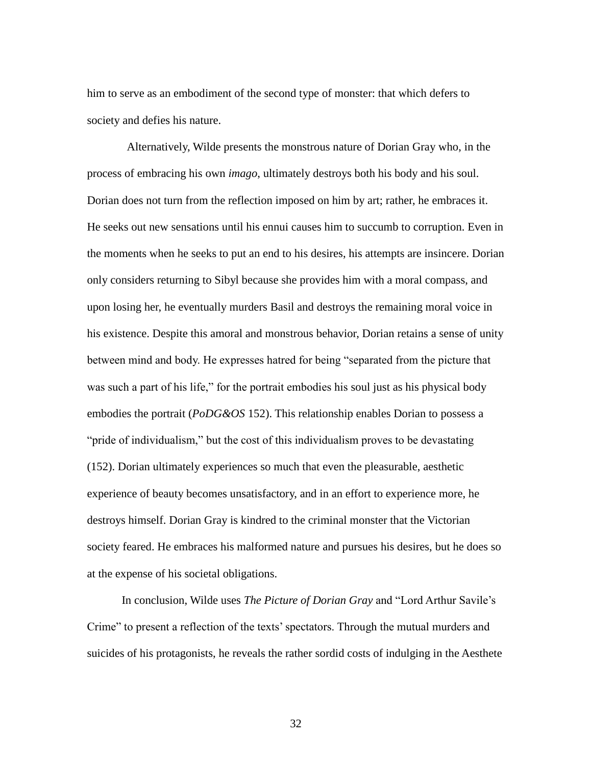him to serve as an embodiment of the second type of monster: that which defers to society and defies his nature.

Alternatively, Wilde presents the monstrous nature of Dorian Gray who, in the process of embracing his own *imago*, ultimately destroys both his body and his soul. Dorian does not turn from the reflection imposed on him by art; rather, he embraces it. He seeks out new sensations until his ennui causes him to succumb to corruption. Even in the moments when he seeks to put an end to his desires, his attempts are insincere. Dorian only considers returning to Sibyl because she provides him with a moral compass, and upon losing her, he eventually murders Basil and destroys the remaining moral voice in his existence. Despite this amoral and monstrous behavior, Dorian retains a sense of unity between mind and body. He expresses hatred for being "separated from the picture that was such a part of his life," for the portrait embodies his soul just as his physical body embodies the portrait (*PoDG&OS* 152). This relationship enables Dorian to possess a "pride of individualism," but the cost of this individualism proves to be devastating (152). Dorian ultimately experiences so much that even the pleasurable, aesthetic experience of beauty becomes unsatisfactory, and in an effort to experience more, he destroys himself. Dorian Gray is kindred to the criminal monster that the Victorian society feared. He embraces his malformed nature and pursues his desires, but he does so at the expense of his societal obligations.

In conclusion, Wilde uses *The Picture of Dorian Gray* and "Lord Arthur Savile's Crime" to present a reflection of the texts' spectators. Through the mutual murders and suicides of his protagonists, he reveals the rather sordid costs of indulging in the Aesthete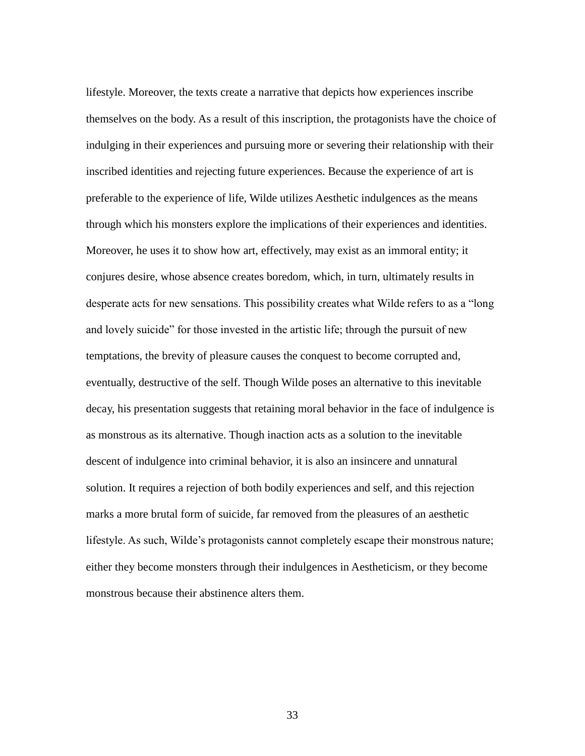lifestyle. Moreover, the texts create a narrative that depicts how experiences inscribe themselves on the body. As a result of this inscription, the protagonists have the choice of indulging in their experiences and pursuing more or severing their relationship with their inscribed identities and rejecting future experiences. Because the experience of art is preferable to the experience of life, Wilde utilizes Aesthetic indulgences as the means through which his monsters explore the implications of their experiences and identities. Moreover, he uses it to show how art, effectively, may exist as an immoral entity; it conjures desire, whose absence creates boredom, which, in turn, ultimately results in desperate acts for new sensations. This possibility creates what Wilde refers to as a "long and lovely suicide" for those invested in the artistic life; through the pursuit of new temptations, the brevity of pleasure causes the conquest to become corrupted and, eventually, destructive of the self. Though Wilde poses an alternative to this inevitable decay, his presentation suggests that retaining moral behavior in the face of indulgence is as monstrous as its alternative. Though inaction acts as a solution to the inevitable descent of indulgence into criminal behavior, it is also an insincere and unnatural solution. It requires a rejection of both bodily experiences and self, and this rejection marks a more brutal form of suicide, far removed from the pleasures of an aesthetic lifestyle. As such, Wilde's protagonists cannot completely escape their monstrous nature; either they become monsters through their indulgences in Aestheticism, or they become monstrous because their abstinence alters them.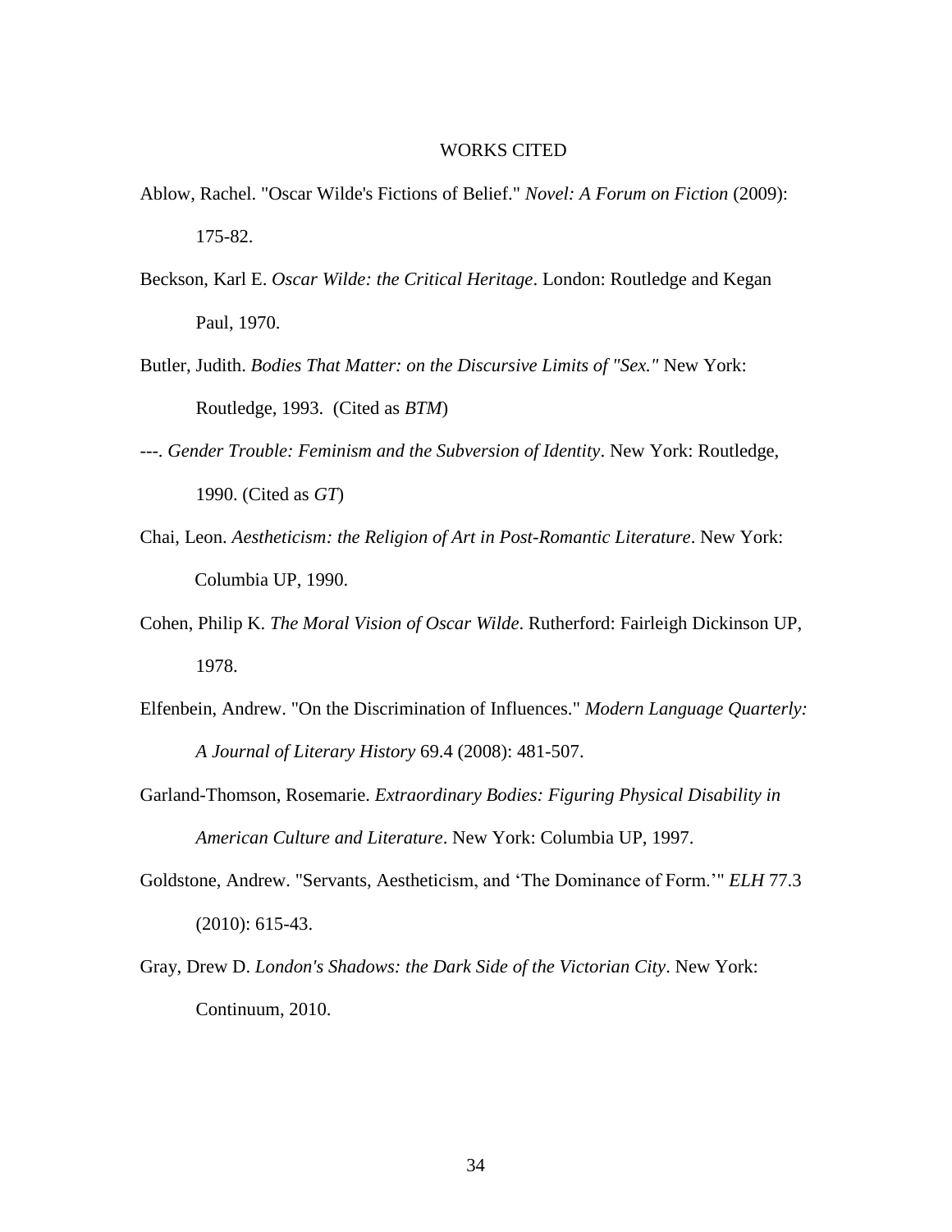# WORKS CITED

Ablow, Rachel. "Oscar Wilde's Fictions of Belief." *Novel: A Forum on Fiction* (2009): 175-82.

Beckson, Karl E. *Oscar Wilde: the Critical Heritage*. London: Routledge and Kegan Paul, 1970.

Butler, Judith. *Bodies That Matter: on the Discursive Limits of "Sex."* New York: Routledge, 1993. (Cited as *BTM*)

---. *Gender Trouble: Feminism and the Subversion of Identity*. New York: Routledge, 1990. (Cited as *GT*)

Chai, Leon. *Aestheticism: the Religion of Art in Post-Romantic Literature*. New York: Columbia UP, 1990.

Cohen, Philip K. *The Moral Vision of Oscar Wilde*. Rutherford: Fairleigh Dickinson UP, 1978.

Elfenbein, Andrew. "On the Discrimination of Influences." *Modern Language Quarterly: A Journal of Literary History* 69.4 (2008): 481-507.

Garland-Thomson, Rosemarie. *Extraordinary Bodies: Figuring Physical Disability in American Culture and Literature*. New York: Columbia UP, 1997.

Goldstone, Andrew. "Servants, Aestheticism, and 'The Dominance of Form.'" *ELH* 77.3 (2010): 615-43.

Gray, Drew D. *London's Shadows: the Dark Side of the Victorian City*. New York: Continuum, 2010.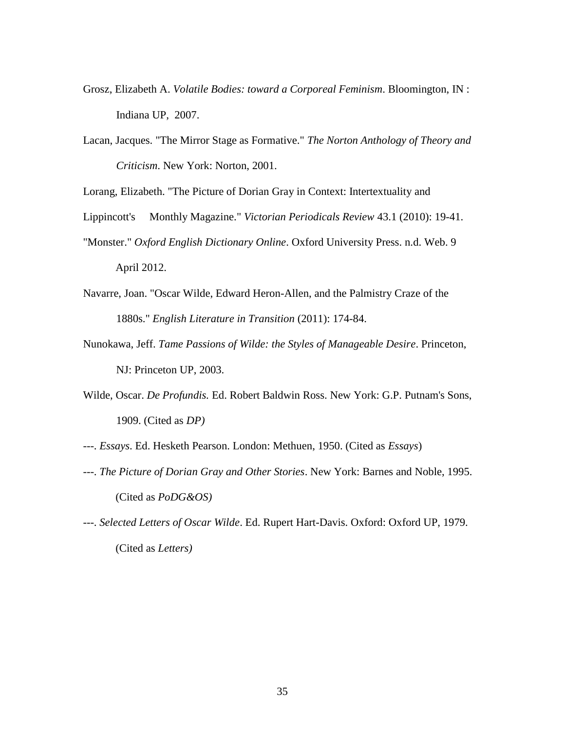Grosz, Elizabeth A. *Volatile Bodies: toward a Corporeal Feminism*. Bloomington, IN : Indiana UP, 2007.

Lacan, Jacques. "The Mirror Stage as Formative." *The Norton Anthology of Theory and Criticism*. New York: Norton, 2001.

Lorang, Elizabeth. "The Picture of Dorian Gray in Context: Intertextuality and Lippincott's Monthly Magazine." *Victorian Periodicals Review* 43.1 (2010): 19-41.

"Monster." *Oxford English Dictionary Online*. Oxford University Press. n.d. Web. 9 April 2012.

Navarre, Joan. "Oscar Wilde, Edward Heron-Allen, and the Palmistry Craze of the 1880s." *English Literature in Transition* (2011): 174-84.

Nunokawa, Jeff. *Tame Passions of Wilde: the Styles of Manageable Desire*. Princeton, NJ: Princeton UP, 2003.

Wilde, Oscar. *De Profundis.* Ed. Robert Baldwin Ross. New York: G.P. Putnam's Sons, 1909. (Cited as *DP)*

---. *Essays*. Ed. Hesketh Pearson. London: Methuen, 1950. (Cited as *Essays*)

---. *The Picture of Dorian Gray and Other Stories*. New York: Barnes and Noble, 1995. (Cited as *PoDG&OS)*

---. *Selected Letters of Oscar Wilde*. Ed. Rupert Hart-Davis. Oxford: Oxford UP, 1979. (Cited as *Letters)*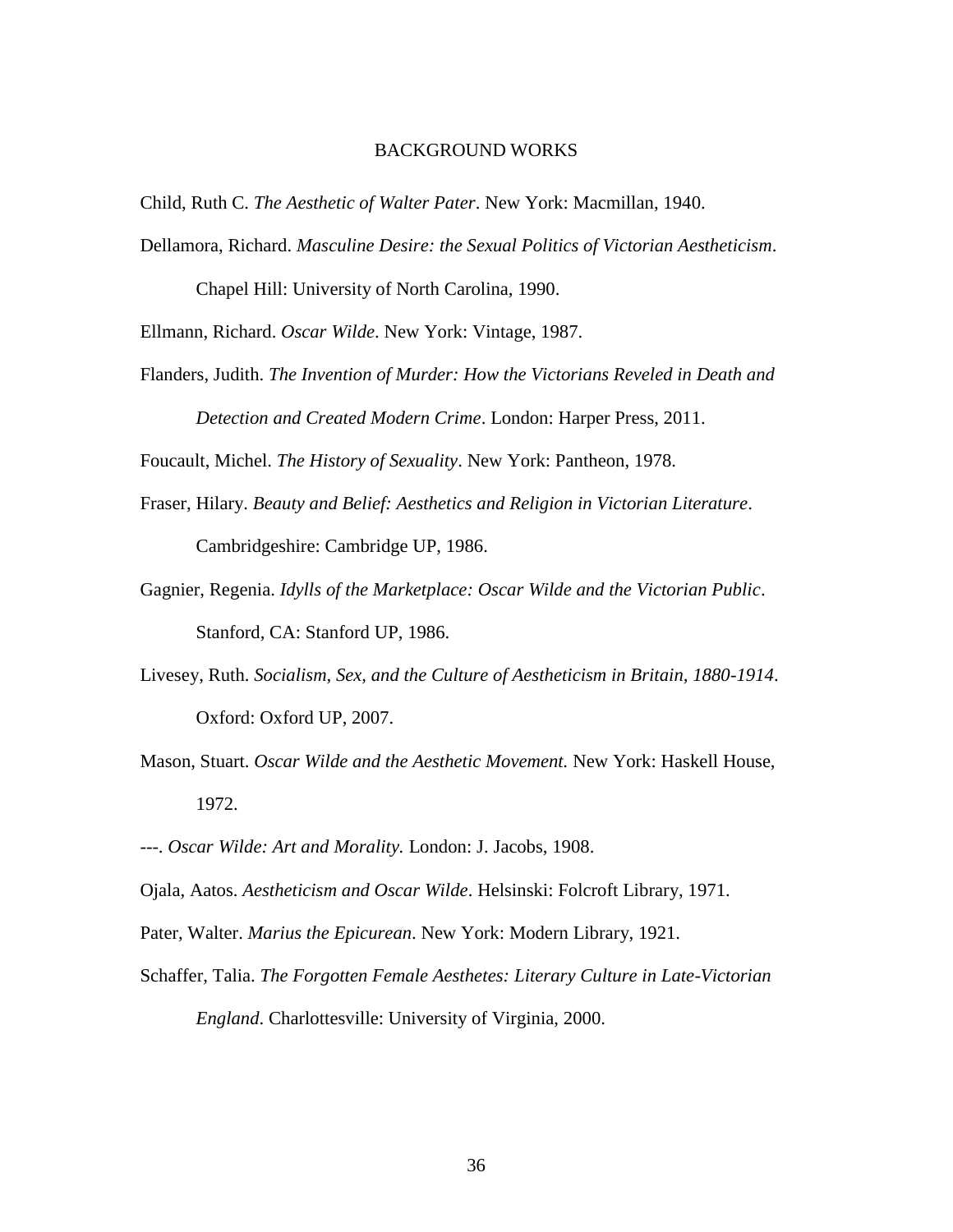## BACKGROUND WORKS

Child, Ruth C. *The Aesthetic of Walter Pater*. New York: Macmillan, 1940.

Dellamora, Richard. *Masculine Desire: the Sexual Politics of Victorian Aestheticism*. Chapel Hill: University of North Carolina, 1990.

Ellmann, Richard. *Oscar Wilde*. New York: Vintage, 1987.

Flanders, Judith. *The Invention of Murder: How the Victorians Reveled in Death and Detection and Created Modern Crime*. London: Harper Press, 2011.

Foucault, Michel. *The History of Sexuality*. New York: Pantheon, 1978.

Fraser, Hilary. *Beauty and Belief: Aesthetics and Religion in Victorian Literature*. Cambridgeshire: Cambridge UP, 1986.

Gagnier, Regenia. *Idylls of the Marketplace: Oscar Wilde and the Victorian Public*. Stanford, CA: Stanford UP, 1986.

Livesey, Ruth. *Socialism, Sex, and the Culture of Aestheticism in Britain, 1880-1914*. Oxford: Oxford UP, 2007.

Mason, Stuart. *Oscar Wilde and the Aesthetic Movement.* New York: Haskell House, 1972.

---. *Oscar Wilde: Art and Morality.* London: J. Jacobs, 1908.

Ojala, Aatos. *Aestheticism and Oscar Wilde*. Helsinski: Folcroft Library, 1971.

Pater, Walter. *Marius the Epicurean*. New York: Modern Library, 1921.

Schaffer, Talia. *The Forgotten Female Aesthetes: Literary Culture in Late-Victorian England*. Charlottesville: University of Virginia, 2000.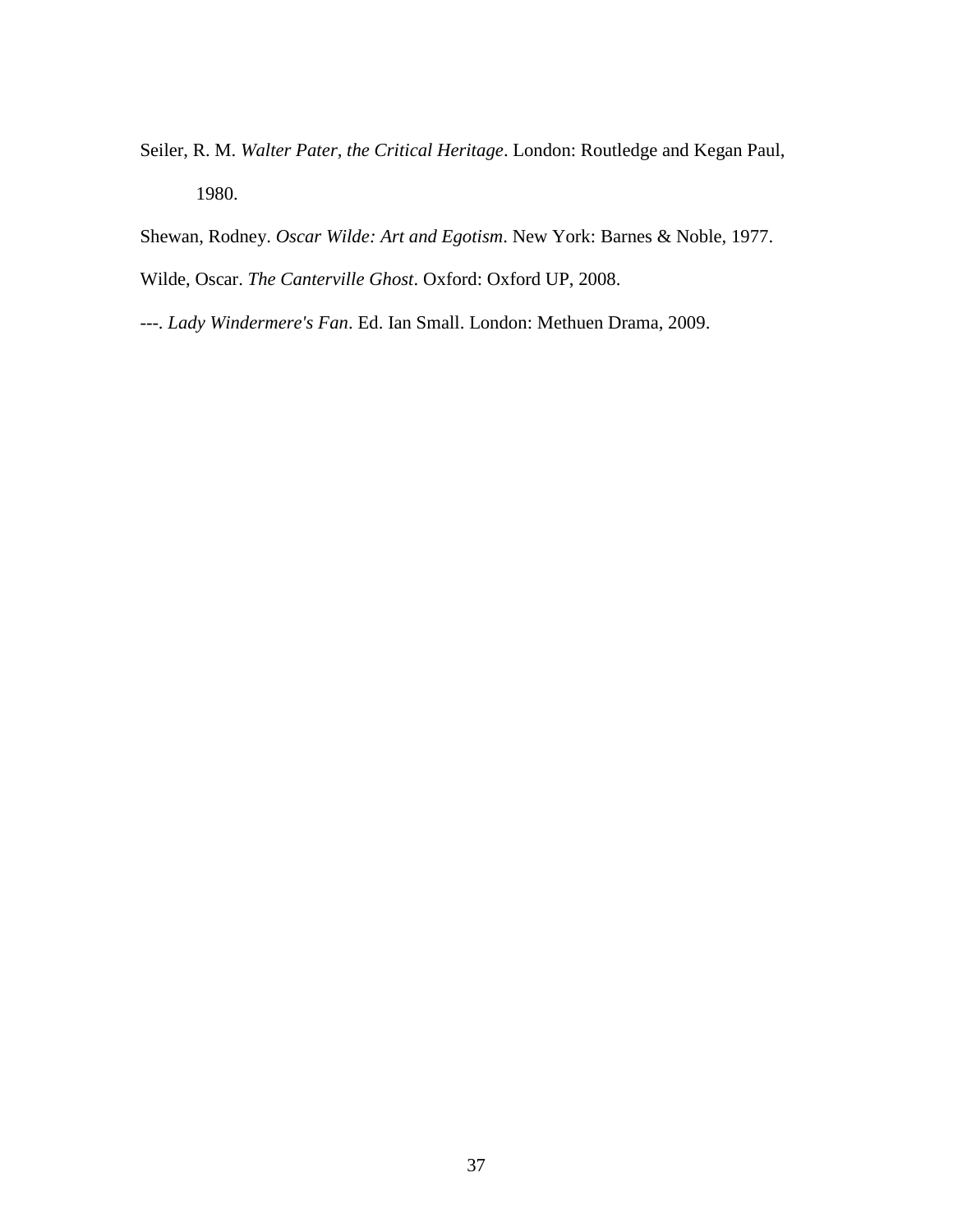Seiler, R. M. *Walter Pater, the Critical Heritage*. London: Routledge and Kegan Paul, 1980.

Shewan, Rodney. *Oscar Wilde: Art and Egotism*. New York: Barnes & Noble, 1977.

Wilde, Oscar. *The Canterville Ghost*. Oxford: Oxford UP, 2008.

---. *Lady Windermere's Fan*. Ed. Ian Small. London: Methuen Drama, 2009.